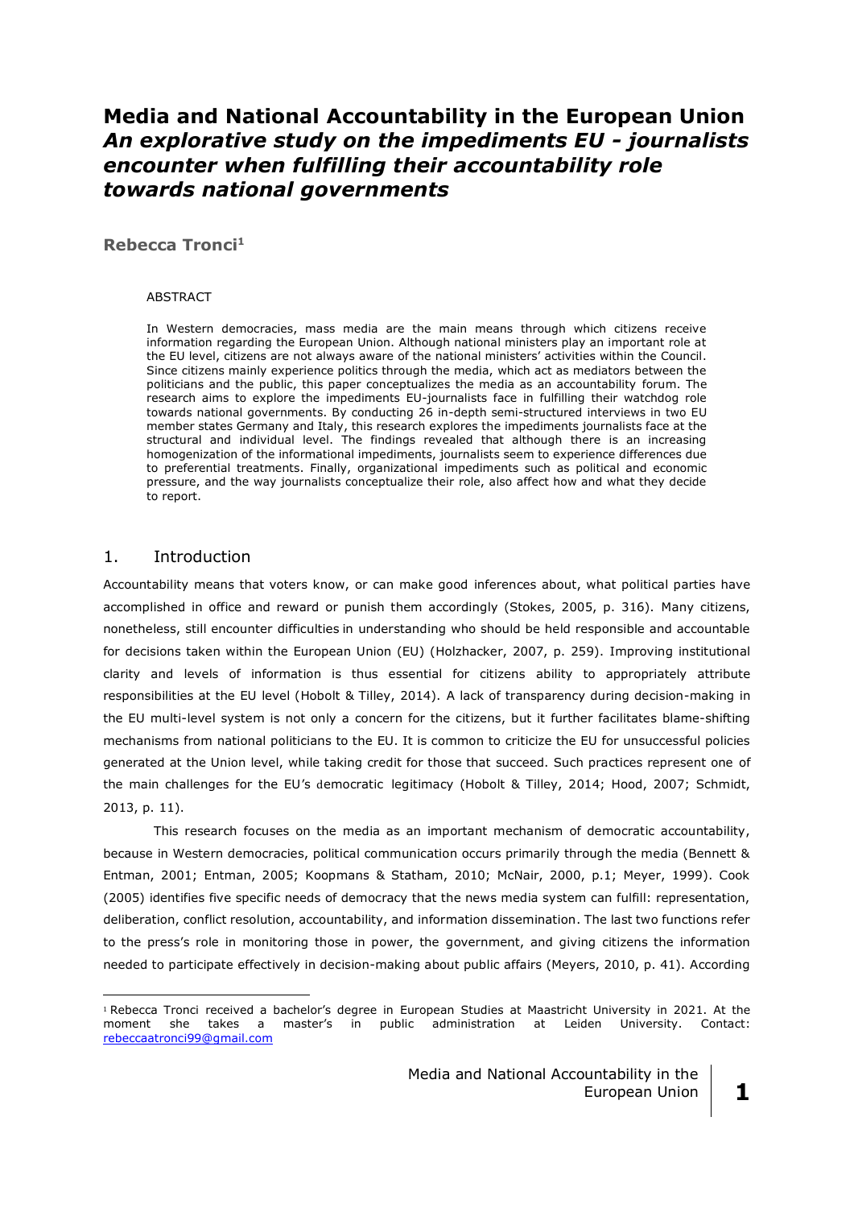# Media and National Accountability in the European Union

## *An explorative study on the impediments EU - journalists encounter when fulfilling their accountability role towards national governments*

**Rebecca Tronci**[1]

ABSTRACT

In Western democracies, mass media are the main means through which citizens receive information regarding the European Union. Although national ministers play an important role at the EU level, citizens are not always aware of the national ministers' activities within the Council. Since citizens mainly experience politics through the media, which act as mediators between the politicians and the public, this paper conceptualizes the media as an accountability forum. The research aims to explore the impediments EU-journalists face in fulfilling their watchdog role towards national governments. By conducting 26 in-depth semi-structured interviews in two EU member states Germany and Italy, this research explores the impediments journalists face at the structural and individual level. The findings revealed that although there is an increasing homogenization of the informational impediments, journalists seem to experience differences due to preferential treatments. Finally, organizational impediments such as political and economic pressure, and the way journalists conceptualize their role, also affect how and what they decide to report.

## 1. Introduction

Accountability means that voters know, or can make good inferences about, what political parties have accomplished in office and reward or punish them accordingly (Stokes, 2005, p. 316). Many citizens, nonetheless, still encounter difficulties in understanding who should be held responsible and accountable for decisions taken within the European Union (EU) (Holzhacker, 2007, p. 259). Improving institutional clarity and levels of information is thus essential for citizens ability to appropriately attribute responsibilities at the EU level (Hobolt & Tilley, 2014). A lack of transparency during decision-making in the EU multi-level system is not only a concern for the citizens, but it further facilitates blame-shifting mechanisms from national politicians to the EU. It is common to criticize the EU for unsuccessful policies generated at the Union level, while taking credit for those that succeed. Such practices represent one of the main challenges for the EU's democratic legitimacy (Hobolt & Tilley, 2014; Hood, 2007; Schmidt, 2013, p. 11).

This research focuses on the media as an important mechanism of democratic accountability, because in Western democracies, political communication occurs primarily through the media (Bennett & Entman, 2001; Entman, 2005; Koopmans & Statham, 2010; McNair, 2000, p.1; Meyer, 1999). Cook (2005) identifies five specific needs of democracy that the news media system can fulfill: representation, deliberation, conflict resolution, accountability, and information dissemination. The last two functions refer to the press's role in monitoring those in power, the government, and giving citizens the information needed to participate effectively in decision-making about public affairs (Meyers, 2010, p. 41). According

[1] Rebecca Tronci received a bachelor's degree in European Studies at Maastricht University in 2021. At the moment she takes a master's in public administration at Leiden University. Contact: rebeccaatronci99@gmail.com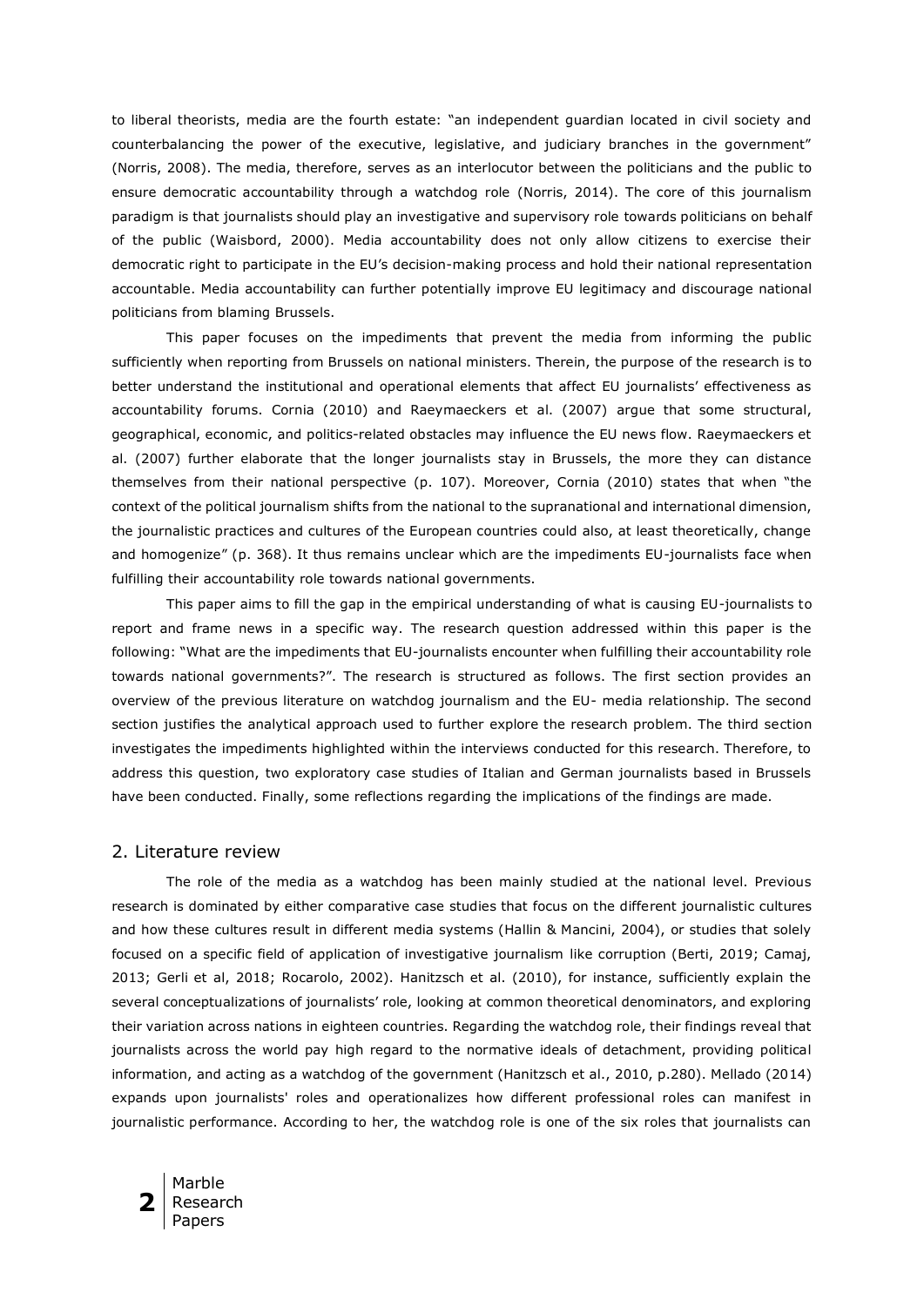to liberal theorists, media are the fourth estate: "an independent guardian located in civil society and counterbalancing the power of the executive, legislative, and judiciary branches in the government" (Norris, 2008). The media, therefore, serves as an interlocutor between the politicians and the public to ensure democratic accountability through a watchdog role (Norris, 2014). The core of this journalism paradigm is that journalists should play an investigative and supervisory role towards politicians on behalf of the public (Waisbord, 2000). Media accountability does not only allow citizens to exercise their democratic right to participate in the EU's decision-making process and hold their national representation accountable. Media accountability can further potentially improve EU legitimacy and discourage national politicians from blaming Brussels.

This paper focuses on the impediments that prevent the media from informing the public sufficiently when reporting from Brussels on national ministers. Therein, the purpose of the research is to better understand the institutional and operational elements that affect EU journalists' effectiveness as accountability forums. Cornia (2010) and Raeymaeckers et al. (2007) argue that some structural, geographical, economic, and politics-related obstacles may influence the EU news flow. Raeymaeckers et al. (2007) further elaborate that the longer journalists stay in Brussels, the more they can distance themselves from their national perspective (p. 107). Moreover, Cornia (2010) states that when "the context of the political journalism shifts from the national to the supranational and international dimension, the journalistic practices and cultures of the European countries could also, at least theoretically, change and homogenize" (p. 368). It thus remains unclear which are the impediments EU-journalists face when fulfilling their accountability role towards national governments.

This paper aims to fill the gap in the empirical understanding of what is causing EU-journalists to report and frame news in a specific way. The research question addressed within this paper is the following: "What are the impediments that EU-journalists encounter when fulfilling their accountability role towards national governments?". The research is structured as follows. The first section provides an overview of the previous literature on watchdog journalism and the EU- media relationship. The second section justifies the analytical approach used to further explore the research problem. The third section investigates the impediments highlighted within the interviews conducted for this research. Therefore, to address this question, two exploratory case studies of Italian and German journalists based in Brussels have been conducted. Finally, some reflections regarding the implications of the findings are made.

## 2. Literature review

The role of the media as a watchdog has been mainly studied at the national level. Previous research is dominated by either comparative case studies that focus on the different journalistic cultures and how these cultures result in different media systems (Hallin & Mancini, 2004), or studies that solely focused on a specific field of application of investigative journalism like corruption (Berti, 2019; Camaj, 2013; Gerli et al, 2018; Rocarolo, 2002). Hanitzsch et al. (2010), for instance, sufficiently explain the several conceptualizations of journalists' role, looking at common theoretical denominators, and exploring their variation across nations in eighteen countries. Regarding the watchdog role, their findings reveal that journalists across the world pay high regard to the normative ideals of detachment, providing political information, and acting as a watchdog of the government (Hanitzsch et al., 2010, p.280). Mellado (2014) expands upon journalists' roles and operationalizes how different professional roles can manifest in journalistic performance. According to her, the watchdog role is one of the six roles that journalists can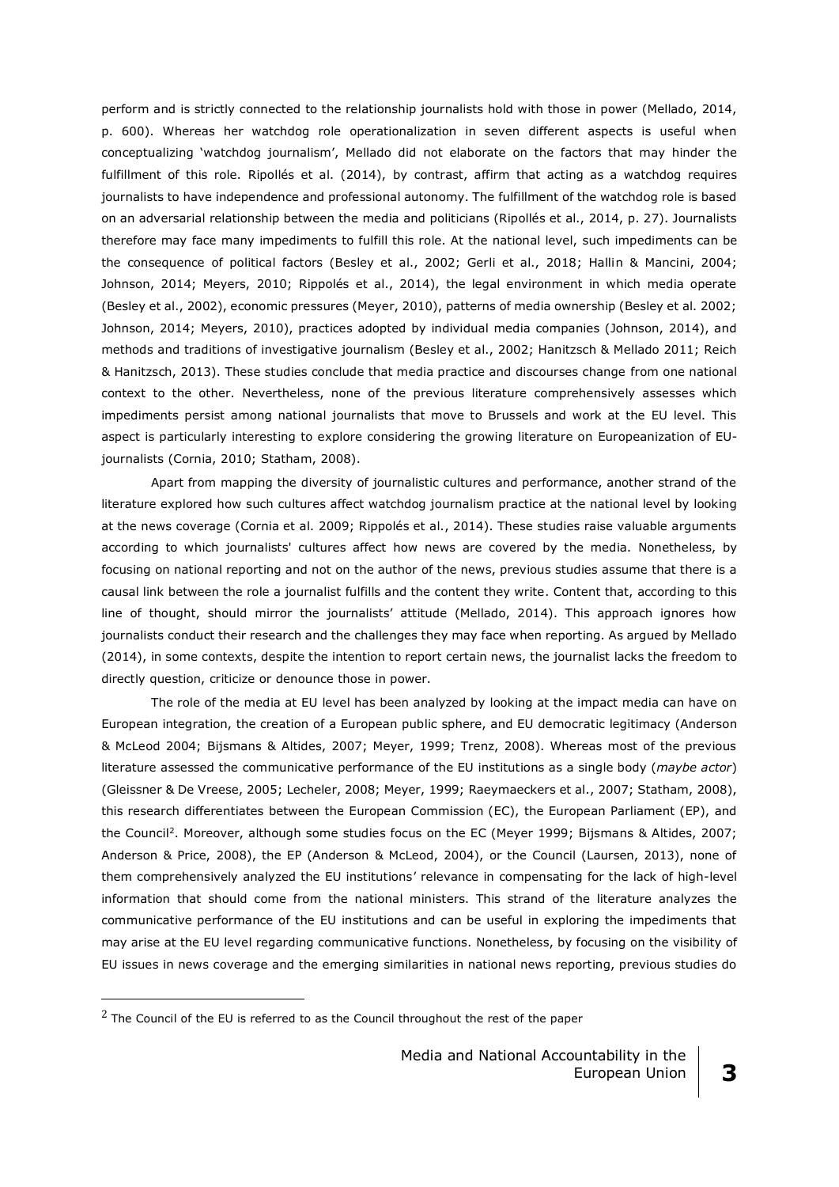perform and is strictly connected to the relationship journalists hold with those in power (Mellado, 2014, p. 600). Whereas her watchdog role operationalization in seven different aspects is useful when conceptualizing 'watchdog journalism', Mellado did not elaborate on the factors that may hinder the fulfillment of this role. Ripollés et al. (2014), by contrast, affirm that acting as a watchdog requires journalists to have independence and professional autonomy. The fulfillment of the watchdog role is based on an adversarial relationship between the media and politicians (Ripollés et al., 2014, p. 27). Journalists therefore may face many impediments to fulfill this role. At the national level, such impediments can be the consequence of political factors (Besley et al., 2002; Gerli et al., 2018; Hallin & Mancini, 2004; Johnson, 2014; Meyers, 2010; Rippolés et al., 2014), the legal environment in which media operate (Besley et al., 2002), economic pressures (Meyer, 2010), patterns of media ownership (Besley et al. 2002; Johnson, 2014; Meyers, 2010), practices adopted by individual media companies (Johnson, 2014), and methods and traditions of investigative journalism (Besley et al., 2002; Hanitzsch & Mellado 2011; Reich & Hanitzsch, 2013). These studies conclude that media practice and discourses change from one national context to the other. Nevertheless, none of the previous literature comprehensively assesses which impediments persist among national journalists that move to Brussels and work at the EU level. This aspect is particularly interesting to explore considering the growing literature on Europeanization of EU-journalists (Cornia, 2010; Statham, 2008).

Apart from mapping the diversity of journalistic cultures and performance, another strand of the literature explored how such cultures affect watchdog journalism practice at the national level by looking at the news coverage (Cornia et al. 2009; Rippolés et al., 2014). These studies raise valuable arguments according to which journalists' cultures affect how news are covered by the media. Nonetheless, by focusing on national reporting and not on the author of the news, previous studies assume that there is a causal link between the role a journalist fulfills and the content they write. Content that, according to this line of thought, should mirror the journalists' attitude (Mellado, 2014). This approach ignores how journalists conduct their research and the challenges they may face when reporting. As argued by Mellado (2014), in some contexts, despite the intention to report certain news, the journalist lacks the freedom to directly question, criticize or denounce those in power.

The role of the media at EU level has been analyzed by looking at the impact media can have on European integration, the creation of a European public sphere, and EU democratic legitimacy (Anderson & McLeod 2004; Bijsmans & Altides, 2007; Meyer, 1999; Trenz, 2008). Whereas most of the previous literature assessed the communicative performance of the EU institutions as a single body (*maybe actor*) (Gleissner & De Vreese, 2005; Lecheler, 2008; Meyer, 1999; Raeymaeckers et al., 2007; Statham, 2008), this research differentiates between the European Commission (EC), the European Parliament (EP), and the Council[2]. Moreover, although some studies focus on the EC (Meyer 1999; Bijsmans & Altides, 2007; Anderson & Price, 2008), the EP (Anderson & McLeod, 2004), or the Council (Laursen, 2013), none of them comprehensively analyzed the EU institutions' relevance in compensating for the lack of high-level information that should come from the national ministers. This strand of the literature analyzes the communicative performance of the EU institutions and can be useful in exploring the impediments that may arise at the EU level regarding communicative functions. Nonetheless, by focusing on the visibility of EU issues in news coverage and the emerging similarities in national news reporting, previous studies do

[2] The Council of the EU is referred to as the Council throughout the rest of the paper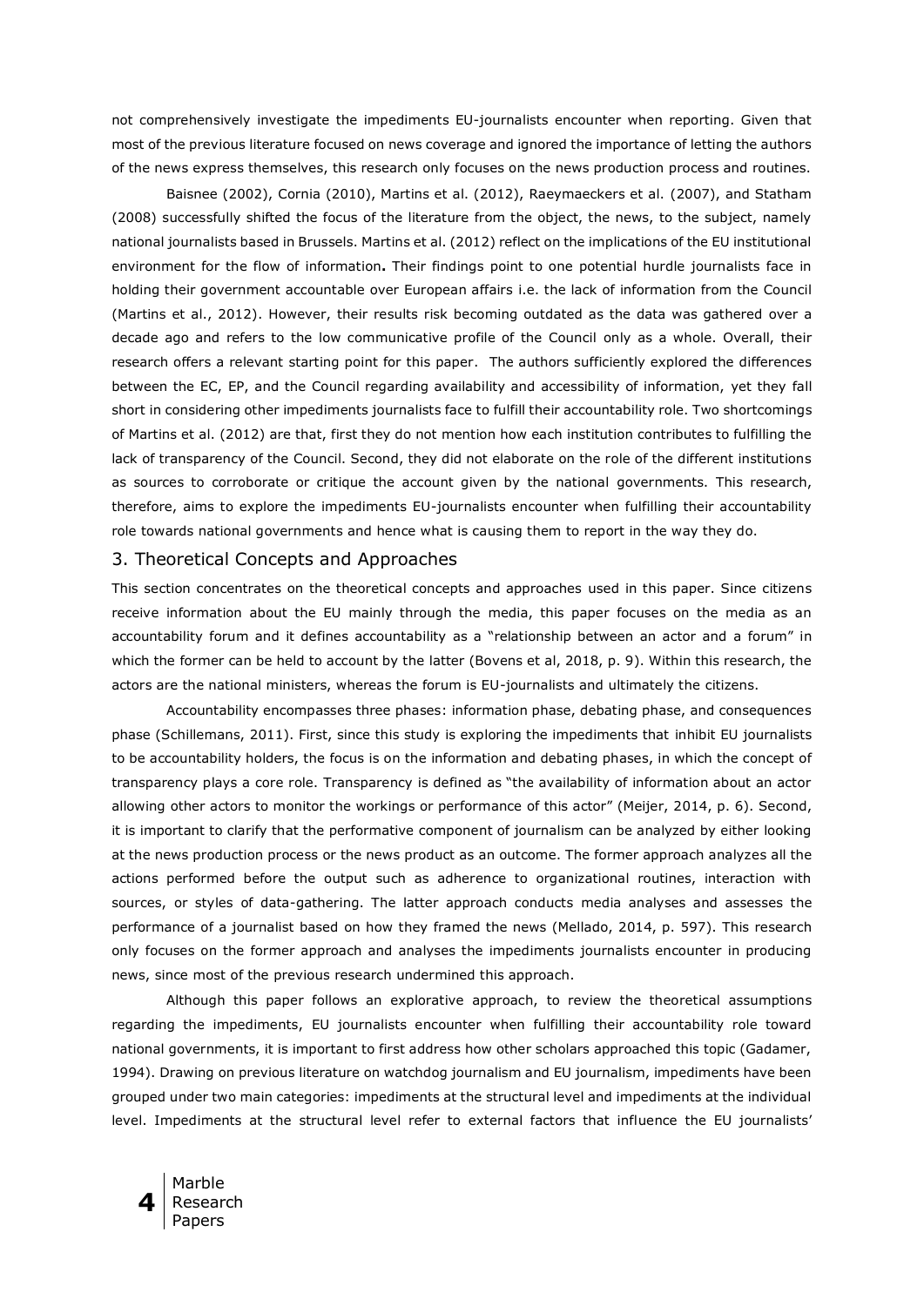not comprehensively investigate the impediments EU-journalists encounter when reporting. Given that most of the previous literature focused on news coverage and ignored the importance of letting the authors of the news express themselves, this research only focuses on the news production process and routines.

Baisnee (2002), Cornia (2010), Martins et al. (2012), Raeymaeckers et al. (2007), and Statham (2008) successfully shifted the focus of the literature from the object, the news, to the subject, namely national journalists based in Brussels. Martins et al. (2012) reflect on the implications of the EU institutional environment for the flow of information**.** Their findings point to one potential hurdle journalists face in holding their government accountable over European affairs i.e. the lack of information from the Council (Martins et al., 2012). However, their results risk becoming outdated as the data was gathered over a decade ago and refers to the low communicative profile of the Council only as a whole. Overall, their research offers a relevant starting point for this paper. The authors sufficiently explored the differences between the EC, EP, and the Council regarding availability and accessibility of information, yet they fall short in considering other impediments journalists face to fulfill their accountability role. Two shortcomings of Martins et al. (2012) are that, first they do not mention how each institution contributes to fulfilling the lack of transparency of the Council. Second, they did not elaborate on the role of the different institutions as sources to corroborate or critique the account given by the national governments. This research, therefore, aims to explore the impediments EU-journalists encounter when fulfilling their accountability role towards national governments and hence what is causing them to report in the way they do.

## 3. Theoretical Concepts and Approaches

This section concentrates on the theoretical concepts and approaches used in this paper. Since citizens receive information about the EU mainly through the media, this paper focuses on the media as an accountability forum and it defines accountability as a "relationship between an actor and a forum" in which the former can be held to account by the latter (Bovens et al, 2018, p. 9). Within this research, the actors are the national ministers, whereas the forum is EU-journalists and ultimately the citizens.

Accountability encompasses three phases: information phase, debating phase, and consequences phase (Schillemans, 2011). First, since this study is exploring the impediments that inhibit EU journalists to be accountability holders, the focus is on the information and debating phases, in which the concept of transparency plays a core role. Transparency is defined as "the availability of information about an actor allowing other actors to monitor the workings or performance of this actor" (Meijer, 2014, p. 6). Second, it is important to clarify that the performative component of journalism can be analyzed by either looking at the news production process or the news product as an outcome. The former approach analyzes all the actions performed before the output such as adherence to organizational routines, interaction with sources, or styles of data-gathering. The latter approach conducts media analyses and assesses the performance of a journalist based on how they framed the news (Mellado, 2014, p. 597). This research only focuses on the former approach and analyses the impediments journalists encounter in producing news, since most of the previous research undermined this approach.

Although this paper follows an explorative approach, to review the theoretical assumptions regarding the impediments, EU journalists encounter when fulfilling their accountability role toward national governments, it is important to first address how other scholars approached this topic (Gadamer, 1994). Drawing on previous literature on watchdog journalism and EU journalism, impediments have been grouped under two main categories: impediments at the structural level and impediments at the individual level. Impediments at the structural level refer to external factors that influence the EU journalists'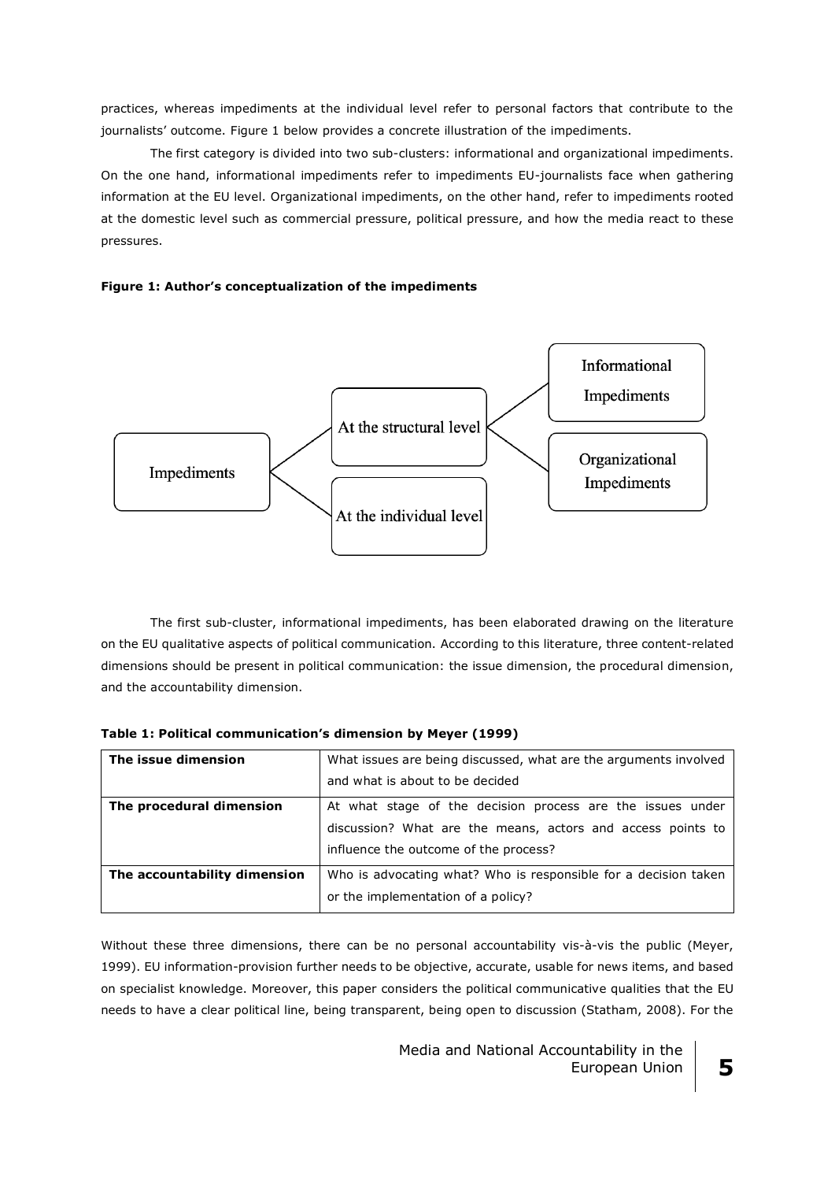practices, whereas impediments at the individual level refer to personal factors that contribute to the journalists' outcome. Figure 1 below provides a concrete illustration of the impediments.

The first category is divided into two sub-clusters: informational and organizational impediments. On the one hand, informational impediments refer to impediments EU-journalists face when gathering information at the EU level. Organizational impediments, on the other hand, refer to impediments rooted at the domestic level such as commercial pressure, political pressure, and how the media react to these pressures.

**Figure 1: Author's conceptualization of the impediments**

Impediments

At the structural level

At the individual level

Informational Impediments

Organizational Impediments

The first sub-cluster, informational impediments, has been elaborated drawing on the literature on the EU qualitative aspects of political communication. According to this literature, three content-related dimensions should be present in political communication: the issue dimension, the procedural dimension, and the accountability dimension.

**Table 1: Political communication's dimension by Meyer (1999)**

| | |
|---|---|
| **The issue dimension** | What issues are being discussed, what are the arguments involved and what is about to be decided |
| **The procedural dimension** | At what stage of the decision process are the issues under discussion? What are the means, actors and access points to influence the outcome of the process? |
| **The accountability dimension** | Who is advocating what? Who is responsible for a decision taken or the implementation of a policy? |

Without these three dimensions, there can be no personal accountability vis-à-vis the public (Meyer, 1999). EU information-provision further needs to be objective, accurate, usable for news items, and based on specialist knowledge. Moreover, this paper considers the political communicative qualities that the EU needs to have a clear political line, being transparent, being open to discussion (Statham, 2008). For the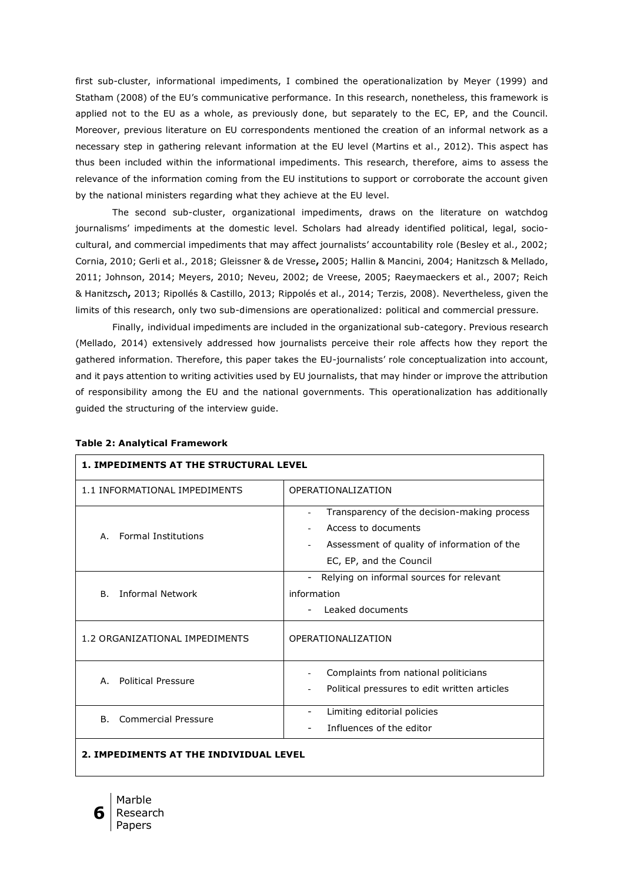first sub-cluster, informational impediments, I combined the operationalization by Meyer (1999) and Statham (2008) of the EU's communicative performance. In this research, nonetheless, this framework is applied not to the EU as a whole, as previously done, but separately to the EC, EP, and the Council. Moreover, previous literature on EU correspondents mentioned the creation of an informal network as a necessary step in gathering relevant information at the EU level (Martins et al., 2012). This aspect has thus been included within the informational impediments. This research, therefore, aims to assess the relevance of the information coming from the EU institutions to support or corroborate the account given by the national ministers regarding what they achieve at the EU level.

The second sub-cluster, organizational impediments, draws on the literature on watchdog journalisms' impediments at the domestic level. Scholars had already identified political, legal, socio-cultural, and commercial impediments that may affect journalists' accountability role (Besley et al., 2002; Cornia, 2010; Gerli et al., 2018; Gleissner & de Vresse**,** 2005; Hallin & Mancini, 2004; Hanitzsch & Mellado, 2011; Johnson, 2014; Meyers, 2010; Neveu, 2002; de Vreese, 2005; Raeymaeckers et al., 2007; Reich & Hanitzsch**,** 2013; Ripollés & Castillo, 2013; Rippolés et al., 2014; Terzis, 2008). Nevertheless, given the limits of this research, only two sub-dimensions are operationalized: political and commercial pressure.

Finally, individual impediments are included in the organizational sub-category. Previous research (Mellado, 2014) extensively addressed how journalists perceive their role affects how they report the gathered information. Therefore, this paper takes the EU-journalists' role conceptualization into account, and it pays attention to writing activities used by EU journalists, that may hinder or improve the attribution of responsibility among the EU and the national governments. This operationalization has additionally guided the structuring of the interview guide.

**Table 2: Analytical Framework**

| **1. IMPEDIMENTS AT THE STRUCTURAL LEVEL** | |
|---|---|
| 1.1 INFORMATIONAL IMPEDIMENTS | OPERATIONALIZATION |
| A. Formal Institutions | - Transparency of the decision-making process<br>- Access to documents<br>- Assessment of quality of information of the EC, EP, and the Council |
| B. Informal Network | - Relying on informal sources for relevant information<br>- Leaked documents |
| 1.2 ORGANIZATIONAL IMPEDIMENTS | OPERATIONALIZATION |
| A. Political Pressure | - Complaints from national politicians<br>- Political pressures to edit written articles |
| B. Commercial Pressure | - Limiting editorial policies<br>- Influences of the editor |
| **2. IMPEDIMENTS AT THE INDIVIDUAL LEVEL** | |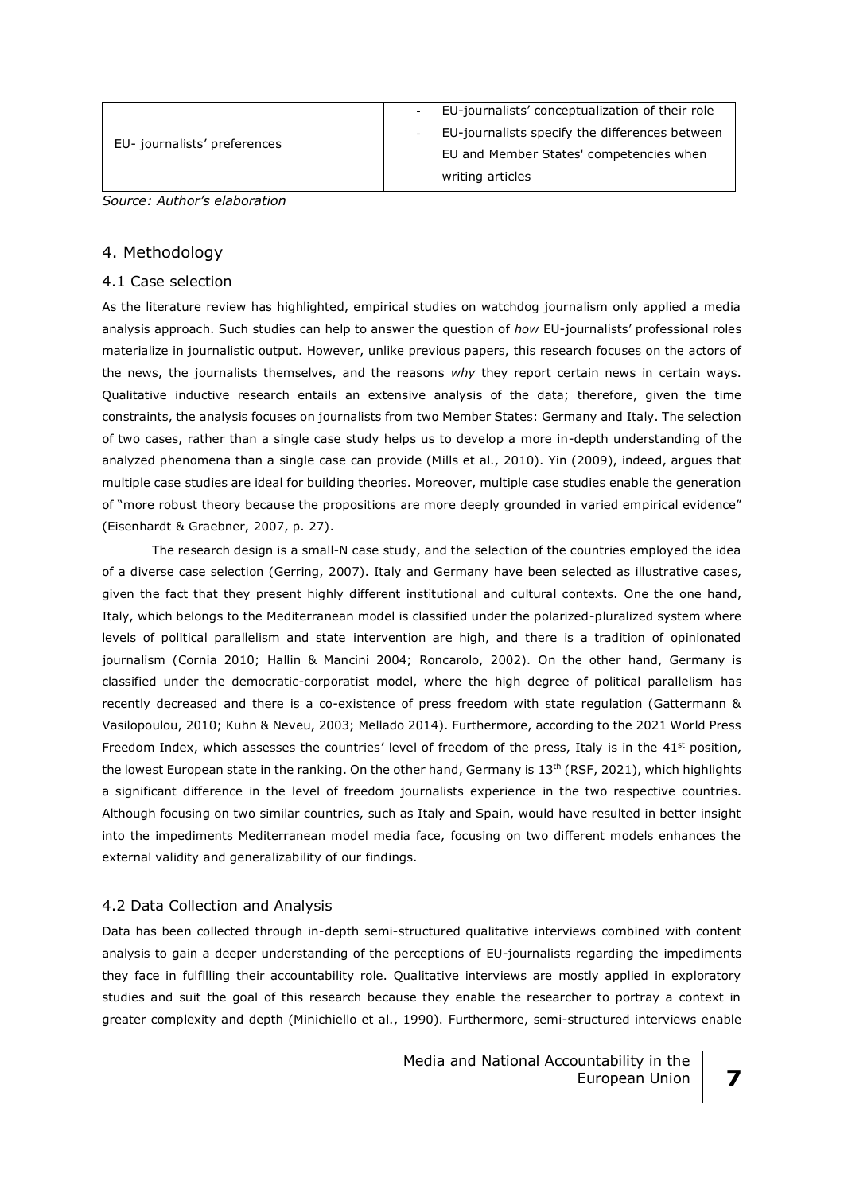| | |
|---|---|
| EU- journalists' preferences | - EU-journalists' conceptualization of their role<br>- EU-journalists specify the differences between EU and Member States' competencies when writing articles |

*Source: Author's elaboration*

## 4. Methodology

### 4.1 Case selection

As the literature review has highlighted, empirical studies on watchdog journalism only applied a media analysis approach. Such studies can help to answer the question of *how* EU-journalists' professional roles materialize in journalistic output. However, unlike previous papers, this research focuses on the actors of the news, the journalists themselves, and the reasons *why* they report certain news in certain ways. Qualitative inductive research entails an extensive analysis of the data; therefore, given the time constraints, the analysis focuses on journalists from two Member States: Germany and Italy. The selection of two cases, rather than a single case study helps us to develop a more in-depth understanding of the analyzed phenomena than a single case can provide (Mills et al., 2010). Yin (2009), indeed, argues that multiple case studies are ideal for building theories. Moreover, multiple case studies enable the generation of "more robust theory because the propositions are more deeply grounded in varied empirical evidence" (Eisenhardt & Graebner, 2007, p. 27).

The research design is a small-N case study, and the selection of the countries employed the idea of a diverse case selection (Gerring, 2007). Italy and Germany have been selected as illustrative cases, given the fact that they present highly different institutional and cultural contexts. One the one hand, Italy, which belongs to the Mediterranean model is classified under the polarized-pluralized system where levels of political parallelism and state intervention are high, and there is a tradition of opinionated journalism (Cornia 2010; Hallin & Mancini 2004; Roncarolo, 2002). On the other hand, Germany is classified under the democratic-corporatist model, where the high degree of political parallelism has recently decreased and there is a co-existence of press freedom with state regulation (Gattermann & Vasilopoulou, 2010; Kuhn & Neveu, 2003; Mellado 2014). Furthermore, according to the 2021 World Press Freedom Index, which assesses the countries' level of freedom of the press, Italy is in the 41st position, the lowest European state in the ranking. On the other hand, Germany is 13th (RSF, 2021), which highlights a significant difference in the level of freedom journalists experience in the two respective countries. Although focusing on two similar countries, such as Italy and Spain, would have resulted in better insight into the impediments Mediterranean model media face, focusing on two different models enhances the external validity and generalizability of our findings.

### 4.2 Data Collection and Analysis

Data has been collected through in-depth semi-structured qualitative interviews combined with content analysis to gain a deeper understanding of the perceptions of EU-journalists regarding the impediments they face in fulfilling their accountability role. Qualitative interviews are mostly applied in exploratory studies and suit the goal of this research because they enable the researcher to portray a context in greater complexity and depth (Minichiello et al., 1990). Furthermore, semi-structured interviews enable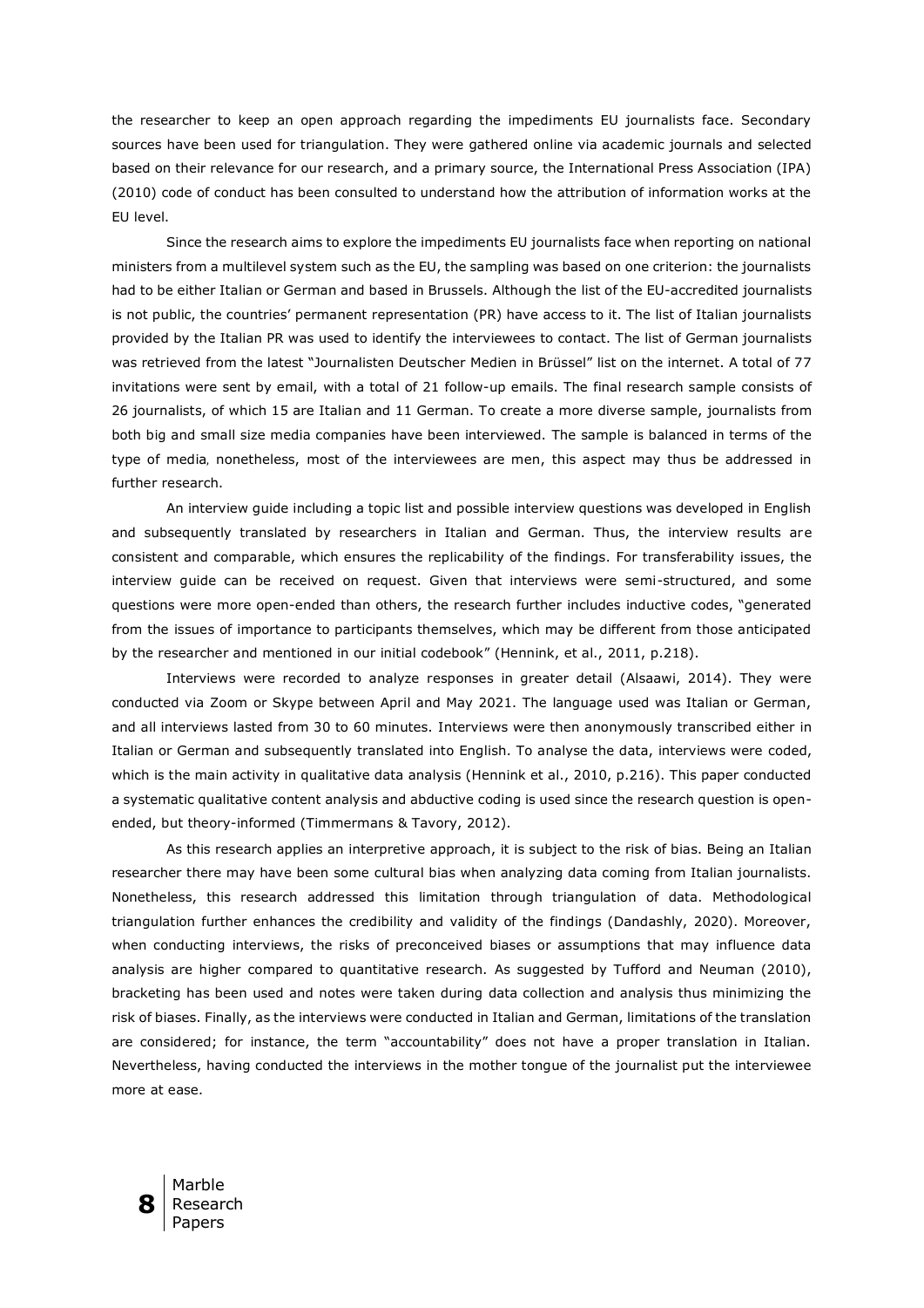the researcher to keep an open approach regarding the impediments EU journalists face. Secondary sources have been used for triangulation. They were gathered online via academic journals and selected based on their relevance for our research, and a primary source, the International Press Association (IPA) (2010) code of conduct has been consulted to understand how the attribution of information works at the EU level.

Since the research aims to explore the impediments EU journalists face when reporting on national ministers from a multilevel system such as the EU, the sampling was based on one criterion: the journalists had to be either Italian or German and based in Brussels. Although the list of the EU-accredited journalists is not public, the countries' permanent representation (PR) have access to it. The list of Italian journalists provided by the Italian PR was used to identify the interviewees to contact. The list of German journalists was retrieved from the latest "Journalisten Deutscher Medien in Brüssel" list on the internet. A total of 77 invitations were sent by email, with a total of 21 follow-up emails. The final research sample consists of 26 journalists, of which 15 are Italian and 11 German. To create a more diverse sample, journalists from both big and small size media companies have been interviewed. The sample is balanced in terms of the type of media, nonetheless, most of the interviewees are men, this aspect may thus be addressed in further research.

An interview guide including a topic list and possible interview questions was developed in English and subsequently translated by researchers in Italian and German. Thus, the interview results are consistent and comparable, which ensures the replicability of the findings. For transferability issues, the interview guide can be received on request. Given that interviews were semi-structured, and some questions were more open-ended than others, the research further includes inductive codes, "generated from the issues of importance to participants themselves, which may be different from those anticipated by the researcher and mentioned in our initial codebook" (Hennink, et al., 2011, p.218).

Interviews were recorded to analyze responses in greater detail (Alsaawi, 2014). They were conducted via Zoom or Skype between April and May 2021. The language used was Italian or German, and all interviews lasted from 30 to 60 minutes. Interviews were then anonymously transcribed either in Italian or German and subsequently translated into English. To analyse the data, interviews were coded, which is the main activity in qualitative data analysis (Hennink et al., 2010, p.216). This paper conducted a systematic qualitative content analysis and abductive coding is used since the research question is open-ended, but theory-informed (Timmermans & Tavory, 2012).

As this research applies an interpretive approach, it is subject to the risk of bias. Being an Italian researcher there may have been some cultural bias when analyzing data coming from Italian journalists. Nonetheless, this research addressed this limitation through triangulation of data. Methodological triangulation further enhances the credibility and validity of the findings (Dandashly, 2020). Moreover, when conducting interviews, the risks of preconceived biases or assumptions that may influence data analysis are higher compared to quantitative research. As suggested by Tufford and Neuman (2010), bracketing has been used and notes were taken during data collection and analysis thus minimizing the risk of biases. Finally, as the interviews were conducted in Italian and German, limitations of the translation are considered; for instance, the term "accountability" does not have a proper translation in Italian. Nevertheless, having conducted the interviews in the mother tongue of the journalist put the interviewee more at ease.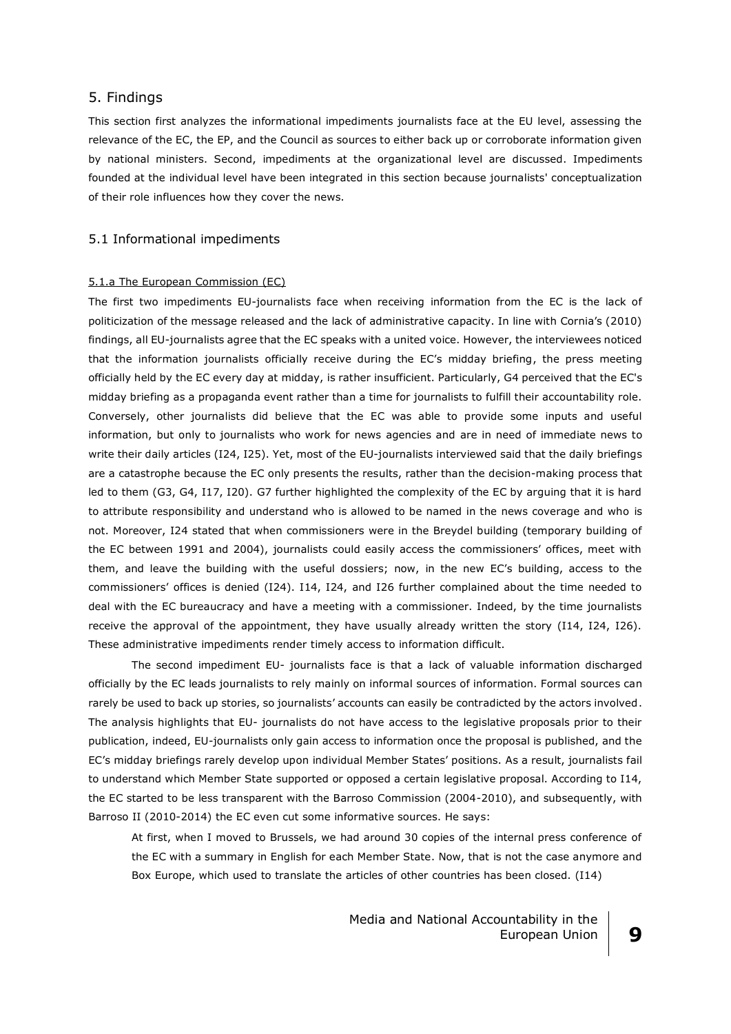## 5. Findings

This section first analyzes the informational impediments journalists face at the EU level, assessing the relevance of the EC, the EP, and the Council as sources to either back up or corroborate information given by national ministers. Second, impediments at the organizational level are discussed. Impediments founded at the individual level have been integrated in this section because journalists' conceptualization of their role influences how they cover the news.

### 5.1 Informational impediments

#### 5.1.a The European Commission (EC)

The first two impediments EU-journalists face when receiving information from the EC is the lack of politicization of the message released and the lack of administrative capacity. In line with Cornia's (2010) findings, all EU-journalists agree that the EC speaks with a united voice. However, the interviewees noticed that the information journalists officially receive during the EC's midday briefing, the press meeting officially held by the EC every day at midday, is rather insufficient. Particularly, G4 perceived that the EC's midday briefing as a propaganda event rather than a time for journalists to fulfill their accountability role. Conversely, other journalists did believe that the EC was able to provide some inputs and useful information, but only to journalists who work for news agencies and are in need of immediate news to write their daily articles (I24, I25). Yet, most of the EU-journalists interviewed said that the daily briefings are a catastrophe because the EC only presents the results, rather than the decision-making process that led to them (G3, G4, I17, I20). G7 further highlighted the complexity of the EC by arguing that it is hard to attribute responsibility and understand who is allowed to be named in the news coverage and who is not. Moreover, I24 stated that when commissioners were in the Breydel building (temporary building of the EC between 1991 and 2004), journalists could easily access the commissioners' offices, meet with them, and leave the building with the useful dossiers; now, in the new EC's building, access to the commissioners' offices is denied (I24). I14, I24, and I26 further complained about the time needed to deal with the EC bureaucracy and have a meeting with a commissioner. Indeed, by the time journalists receive the approval of the appointment, they have usually already written the story (I14, I24, I26). These administrative impediments render timely access to information difficult.

The second impediment EU- journalists face is that a lack of valuable information discharged officially by the EC leads journalists to rely mainly on informal sources of information. Formal sources can rarely be used to back up stories, so journalists' accounts can easily be contradicted by the actors involved. The analysis highlights that EU- journalists do not have access to the legislative proposals prior to their publication, indeed, EU-journalists only gain access to information once the proposal is published, and the EC's midday briefings rarely develop upon individual Member States' positions. As a result, journalists fail to understand which Member State supported or opposed a certain legislative proposal. According to I14, the EC started to be less transparent with the Barroso Commission (2004-2010), and subsequently, with Barroso II (2010-2014) the EC even cut some informative sources. He says:

> At first, when I moved to Brussels, we had around 30 copies of the internal press conference of the EC with a summary in English for each Member State. Now, that is not the case anymore and Box Europe, which used to translate the articles of other countries has been closed. (I14)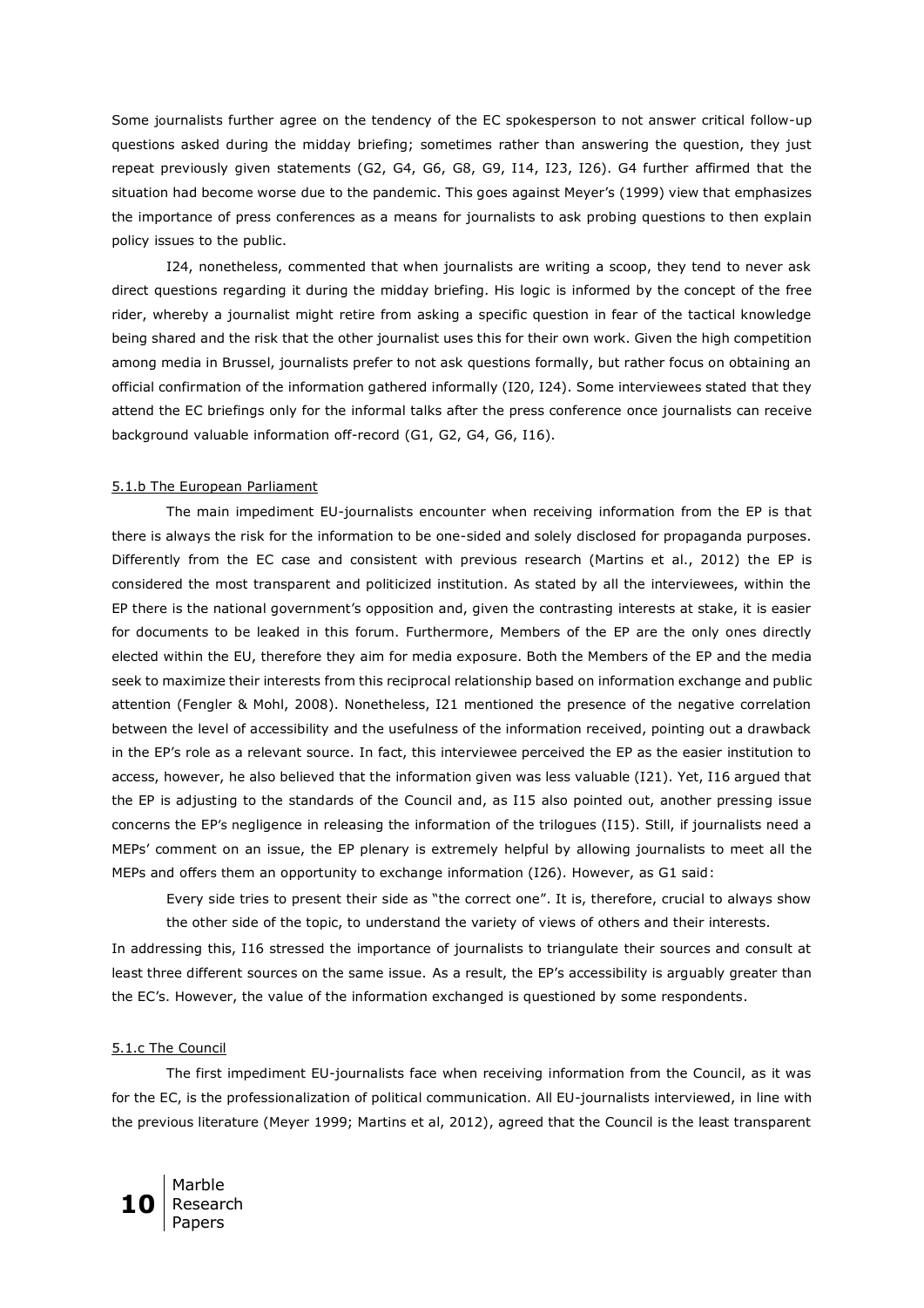Some journalists further agree on the tendency of the EC spokesperson to not answer critical follow-up questions asked during the midday briefing; sometimes rather than answering the question, they just repeat previously given statements (G2, G4, G6, G8, G9, I14, I23, I26). G4 further affirmed that the situation had become worse due to the pandemic. This goes against Meyer's (1999) view that emphasizes the importance of press conferences as a means for journalists to ask probing questions to then explain policy issues to the public.

I24, nonetheless, commented that when journalists are writing a scoop, they tend to never ask direct questions regarding it during the midday briefing. His logic is informed by the concept of the free rider, whereby a journalist might retire from asking a specific question in fear of the tactical knowledge being shared and the risk that the other journalist uses this for their own work. Given the high competition among media in Brussel, journalists prefer to not ask questions formally, but rather focus on obtaining an official confirmation of the information gathered informally (I20, I24). Some interviewees stated that they attend the EC briefings only for the informal talks after the press conference once journalists can receive background valuable information off-record (G1, G2, G4, G6, I16).

### 5.1.b The European Parliament

The main impediment EU-journalists encounter when receiving information from the EP is that there is always the risk for the information to be one-sided and solely disclosed for propaganda purposes. Differently from the EC case and consistent with previous research (Martins et al., 2012) the EP is considered the most transparent and politicized institution. As stated by all the interviewees, within the EP there is the national government's opposition and, given the contrasting interests at stake, it is easier for documents to be leaked in this forum. Furthermore, Members of the EP are the only ones directly elected within the EU, therefore they aim for media exposure. Both the Members of the EP and the media seek to maximize their interests from this reciprocal relationship based on information exchange and public attention (Fengler & Mohl, 2008). Nonetheless, I21 mentioned the presence of the negative correlation between the level of accessibility and the usefulness of the information received, pointing out a drawback in the EP's role as a relevant source. In fact, this interviewee perceived the EP as the easier institution to access, however, he also believed that the information given was less valuable (I21). Yet, I16 argued that the EP is adjusting to the standards of the Council and, as I15 also pointed out, another pressing issue concerns the EP's negligence in releasing the information of the trilogues (I15). Still, if journalists need a MEPs' comment on an issue, the EP plenary is extremely helpful by allowing journalists to meet all the MEPs and offers them an opportunity to exchange information (I26). However, as G1 said:

> Every side tries to present their side as "the correct one". It is, therefore, crucial to always show the other side of the topic, to understand the variety of views of others and their interests.

In addressing this, I16 stressed the importance of journalists to triangulate their sources and consult at least three different sources on the same issue. As a result, the EP's accessibility is arguably greater than the EC's. However, the value of the information exchanged is questioned by some respondents.

### 5.1.c The Council

The first impediment EU-journalists face when receiving information from the Council, as it was for the EC, is the professionalization of political communication. All EU-journalists interviewed, in line with the previous literature (Meyer 1999; Martins et al, 2012), agreed that the Council is the least transparent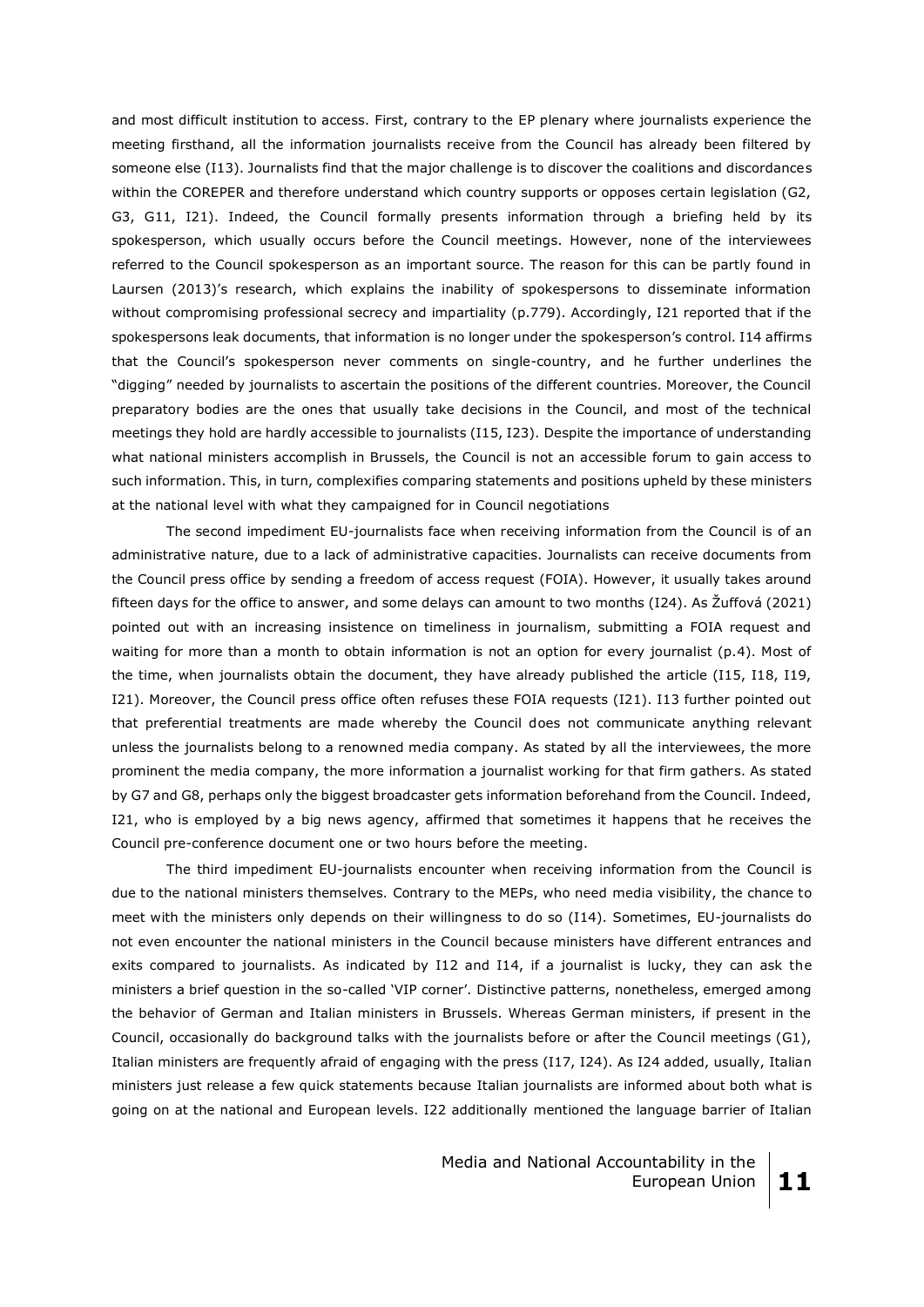and most difficult institution to access. First, contrary to the EP plenary where journalists experience the meeting firsthand, all the information journalists receive from the Council has already been filtered by someone else (I13). Journalists find that the major challenge is to discover the coalitions and discordances within the COREPER and therefore understand which country supports or opposes certain legislation (G2, G3, G11, I21). Indeed, the Council formally presents information through a briefing held by its spokesperson, which usually occurs before the Council meetings. However, none of the interviewees referred to the Council spokesperson as an important source. The reason for this can be partly found in Laursen (2013)'s research, which explains the inability of spokespersons to disseminate information without compromising professional secrecy and impartiality (p.779). Accordingly, I21 reported that if the spokespersons leak documents, that information is no longer under the spokesperson's control. I14 affirms that the Council's spokesperson never comments on single-country, and he further underlines the "digging" needed by journalists to ascertain the positions of the different countries. Moreover, the Council preparatory bodies are the ones that usually take decisions in the Council, and most of the technical meetings they hold are hardly accessible to journalists (I15, I23). Despite the importance of understanding what national ministers accomplish in Brussels, the Council is not an accessible forum to gain access to such information. This, in turn, complexifies comparing statements and positions upheld by these ministers at the national level with what they campaigned for in Council negotiations

The second impediment EU-journalists face when receiving information from the Council is of an administrative nature, due to a lack of administrative capacities. Journalists can receive documents from the Council press office by sending a freedom of access request (FOIA). However, it usually takes around fifteen days for the office to answer, and some delays can amount to two months (I24). As Žuffová (2021) pointed out with an increasing insistence on timeliness in journalism, submitting a FOIA request and waiting for more than a month to obtain information is not an option for every journalist (p.4). Most of the time, when journalists obtain the document, they have already published the article (I15, I18, I19, I21). Moreover, the Council press office often refuses these FOIA requests (I21). I13 further pointed out that preferential treatments are made whereby the Council does not communicate anything relevant unless the journalists belong to a renowned media company. As stated by all the interviewees, the more prominent the media company, the more information a journalist working for that firm gathers. As stated by G7 and G8, perhaps only the biggest broadcaster gets information beforehand from the Council. Indeed, I21, who is employed by a big news agency, affirmed that sometimes it happens that he receives the Council pre-conference document one or two hours before the meeting.

The third impediment EU-journalists encounter when receiving information from the Council is due to the national ministers themselves. Contrary to the MEPs, who need media visibility, the chance to meet with the ministers only depends on their willingness to do so (I14). Sometimes, EU-journalists do not even encounter the national ministers in the Council because ministers have different entrances and exits compared to journalists. As indicated by I12 and I14, if a journalist is lucky, they can ask the ministers a brief question in the so-called 'VIP corner'. Distinctive patterns, nonetheless, emerged among the behavior of German and Italian ministers in Brussels. Whereas German ministers, if present in the Council, occasionally do background talks with the journalists before or after the Council meetings (G1), Italian ministers are frequently afraid of engaging with the press (I17, I24). As I24 added, usually, Italian ministers just release a few quick statements because Italian journalists are informed about both what is going on at the national and European levels. I22 additionally mentioned the language barrier of Italian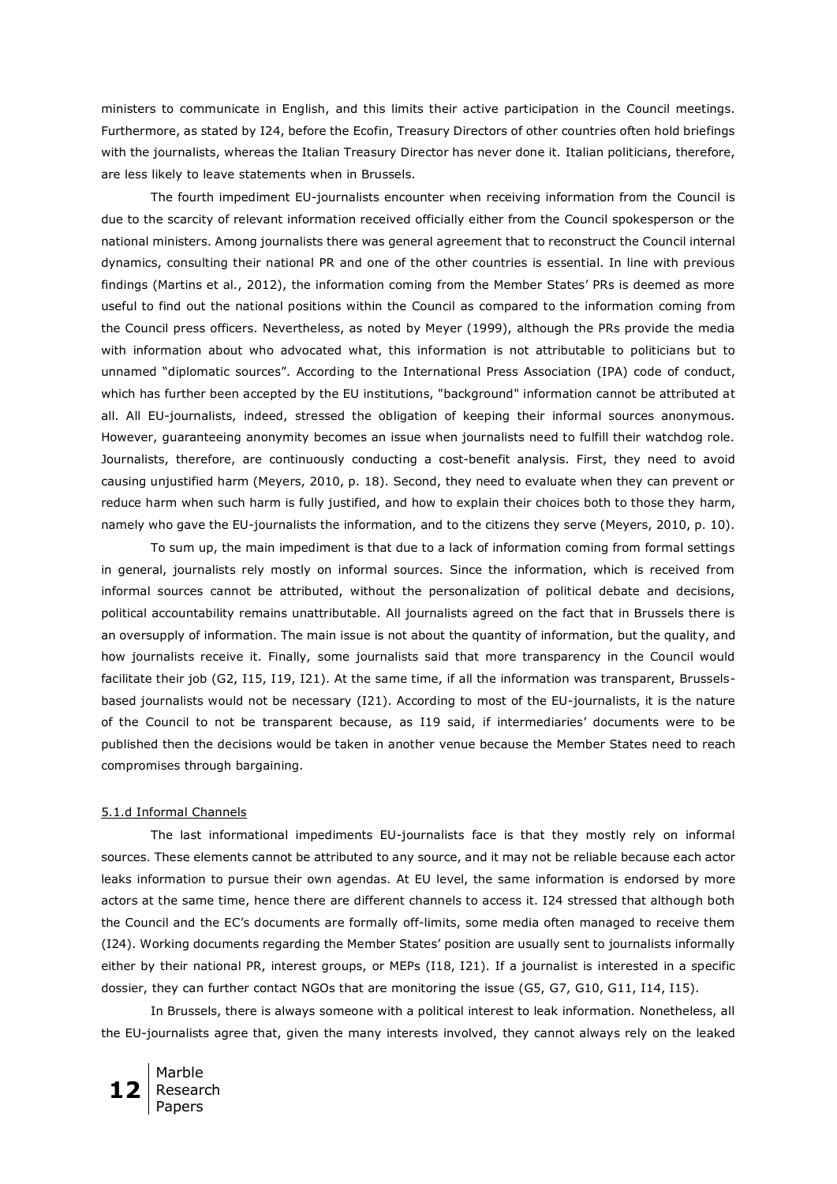ministers to communicate in English, and this limits their active participation in the Council meetings. Furthermore, as stated by I24, before the Ecofin, Treasury Directors of other countries often hold briefings with the journalists, whereas the Italian Treasury Director has never done it. Italian politicians, therefore, are less likely to leave statements when in Brussels.

The fourth impediment EU-journalists encounter when receiving information from the Council is due to the scarcity of relevant information received officially either from the Council spokesperson or the national ministers. Among journalists there was general agreement that to reconstruct the Council internal dynamics, consulting their national PR and one of the other countries is essential. In line with previous findings (Martins et al., 2012), the information coming from the Member States' PRs is deemed as more useful to find out the national positions within the Council as compared to the information coming from the Council press officers. Nevertheless, as noted by Meyer (1999), although the PRs provide the media with information about who advocated what, this information is not attributable to politicians but to unnamed "diplomatic sources". According to the International Press Association (IPA) code of conduct, which has further been accepted by the EU institutions, "background" information cannot be attributed at all. All EU-journalists, indeed, stressed the obligation of keeping their informal sources anonymous. However, guaranteeing anonymity becomes an issue when journalists need to fulfill their watchdog role. Journalists, therefore, are continuously conducting a cost-benefit analysis. First, they need to avoid causing unjustified harm (Meyers, 2010, p. 18). Second, they need to evaluate when they can prevent or reduce harm when such harm is fully justified, and how to explain their choices both to those they harm, namely who gave the EU-journalists the information, and to the citizens they serve (Meyers, 2010, p. 10).

To sum up, the main impediment is that due to a lack of information coming from formal settings in general, journalists rely mostly on informal sources. Since the information, which is received from informal sources cannot be attributed, without the personalization of political debate and decisions, political accountability remains unattributable. All journalists agreed on the fact that in Brussels there is an oversupply of information. The main issue is not about the quantity of information, but the quality, and how journalists receive it. Finally, some journalists said that more transparency in the Council would facilitate their job (G2, I15, I19, I21). At the same time, if all the information was transparent, Brussels-based journalists would not be necessary (I21). According to most of the EU-journalists, it is the nature of the Council to not be transparent because, as I19 said, if intermediaries' documents were to be published then the decisions would be taken in another venue because the Member States need to reach compromises through bargaining.

#### 5.1.d Informal Channels

The last informational impediments EU-journalists face is that they mostly rely on informal sources. These elements cannot be attributed to any source, and it may not be reliable because each actor leaks information to pursue their own agendas. At EU level, the same information is endorsed by more actors at the same time, hence there are different channels to access it. I24 stressed that although both the Council and the EC's documents are formally off-limits, some media often managed to receive them (I24). Working documents regarding the Member States' position are usually sent to journalists informally either by their national PR, interest groups, or MEPs (I18, I21). If a journalist is interested in a specific dossier, they can further contact NGOs that are monitoring the issue (G5, G7, G10, G11, I14, I15).

In Brussels, there is always someone with a political interest to leak information. Nonetheless, all the EU-journalists agree that, given the many interests involved, they cannot always rely on the leaked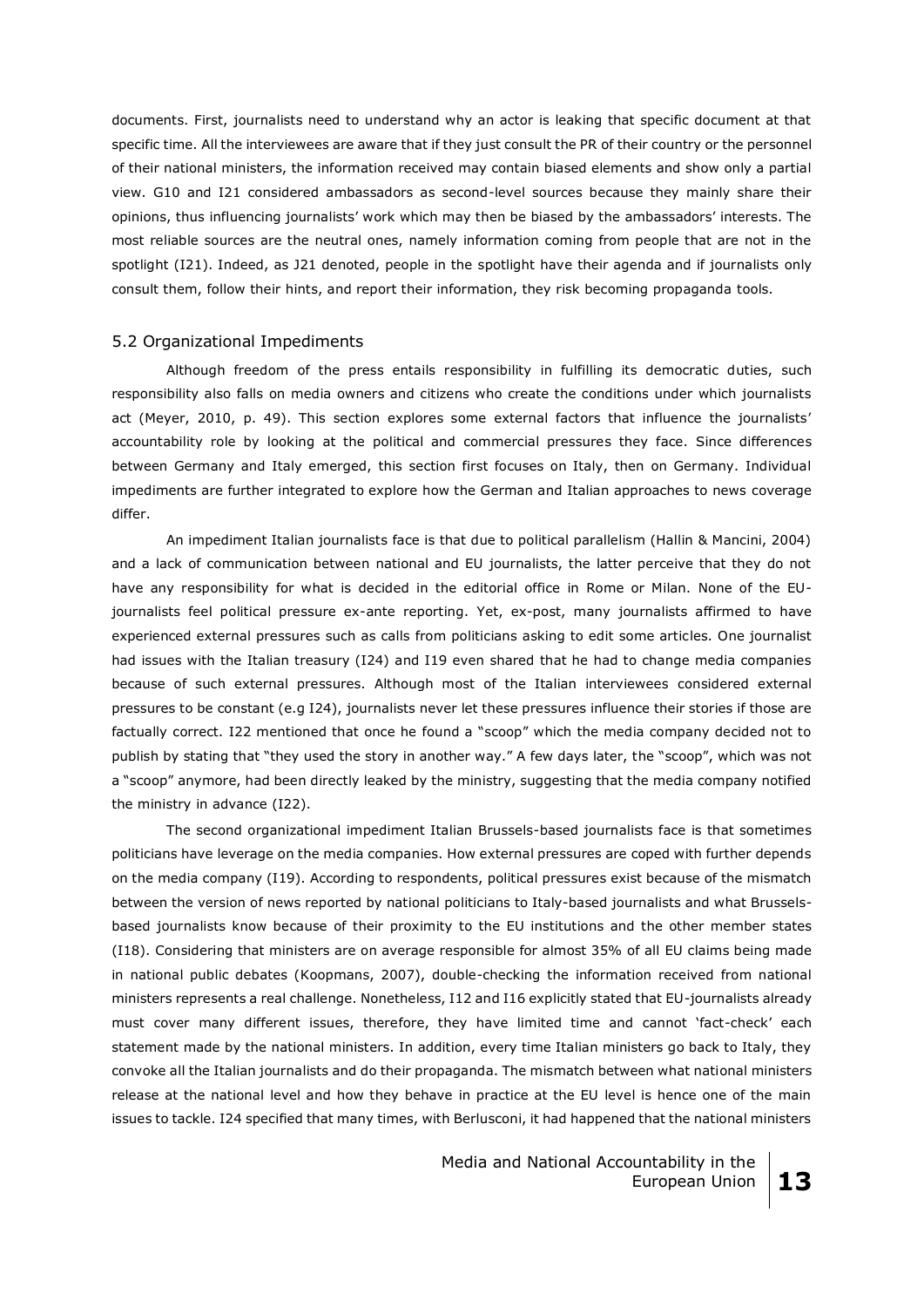documents. First, journalists need to understand why an actor is leaking that specific document at that specific time. All the interviewees are aware that if they just consult the PR of their country or the personnel of their national ministers, the information received may contain biased elements and show only a partial view. G10 and I21 considered ambassadors as second-level sources because they mainly share their opinions, thus influencing journalists' work which may then be biased by the ambassadors' interests. The most reliable sources are the neutral ones, namely information coming from people that are not in the spotlight (I21). Indeed, as J21 denoted, people in the spotlight have their agenda and if journalists only consult them, follow their hints, and report their information, they risk becoming propaganda tools.

## 5.2 Organizational Impediments

Although freedom of the press entails responsibility in fulfilling its democratic duties, such responsibility also falls on media owners and citizens who create the conditions under which journalists act (Meyer, 2010, p. 49). This section explores some external factors that influence the journalists' accountability role by looking at the political and commercial pressures they face. Since differences between Germany and Italy emerged, this section first focuses on Italy, then on Germany. Individual impediments are further integrated to explore how the German and Italian approaches to news coverage differ.

An impediment Italian journalists face is that due to political parallelism (Hallin & Mancini, 2004) and a lack of communication between national and EU journalists, the latter perceive that they do not have any responsibility for what is decided in the editorial office in Rome or Milan. None of the EU-journalists feel political pressure ex-ante reporting. Yet, ex-post, many journalists affirmed to have experienced external pressures such as calls from politicians asking to edit some articles. One journalist had issues with the Italian treasury (I24) and I19 even shared that he had to change media companies because of such external pressures. Although most of the Italian interviewees considered external pressures to be constant (e.g I24), journalists never let these pressures influence their stories if those are factually correct. I22 mentioned that once he found a "scoop" which the media company decided not to publish by stating that "they used the story in another way." A few days later, the "scoop", which was not a "scoop" anymore, had been directly leaked by the ministry, suggesting that the media company notified the ministry in advance (I22).

The second organizational impediment Italian Brussels-based journalists face is that sometimes politicians have leverage on the media companies. How external pressures are coped with further depends on the media company (I19). According to respondents, political pressures exist because of the mismatch between the version of news reported by national politicians to Italy-based journalists and what Brussels-based journalists know because of their proximity to the EU institutions and the other member states (I18). Considering that ministers are on average responsible for almost 35% of all EU claims being made in national public debates (Koopmans, 2007), double-checking the information received from national ministers represents a real challenge. Nonetheless, I12 and I16 explicitly stated that EU-journalists already must cover many different issues, therefore, they have limited time and cannot 'fact-check' each statement made by the national ministers. In addition, every time Italian ministers go back to Italy, they convoke all the Italian journalists and do their propaganda. The mismatch between what national ministers release at the national level and how they behave in practice at the EU level is hence one of the main issues to tackle. I24 specified that many times, with Berlusconi, it had happened that the national ministers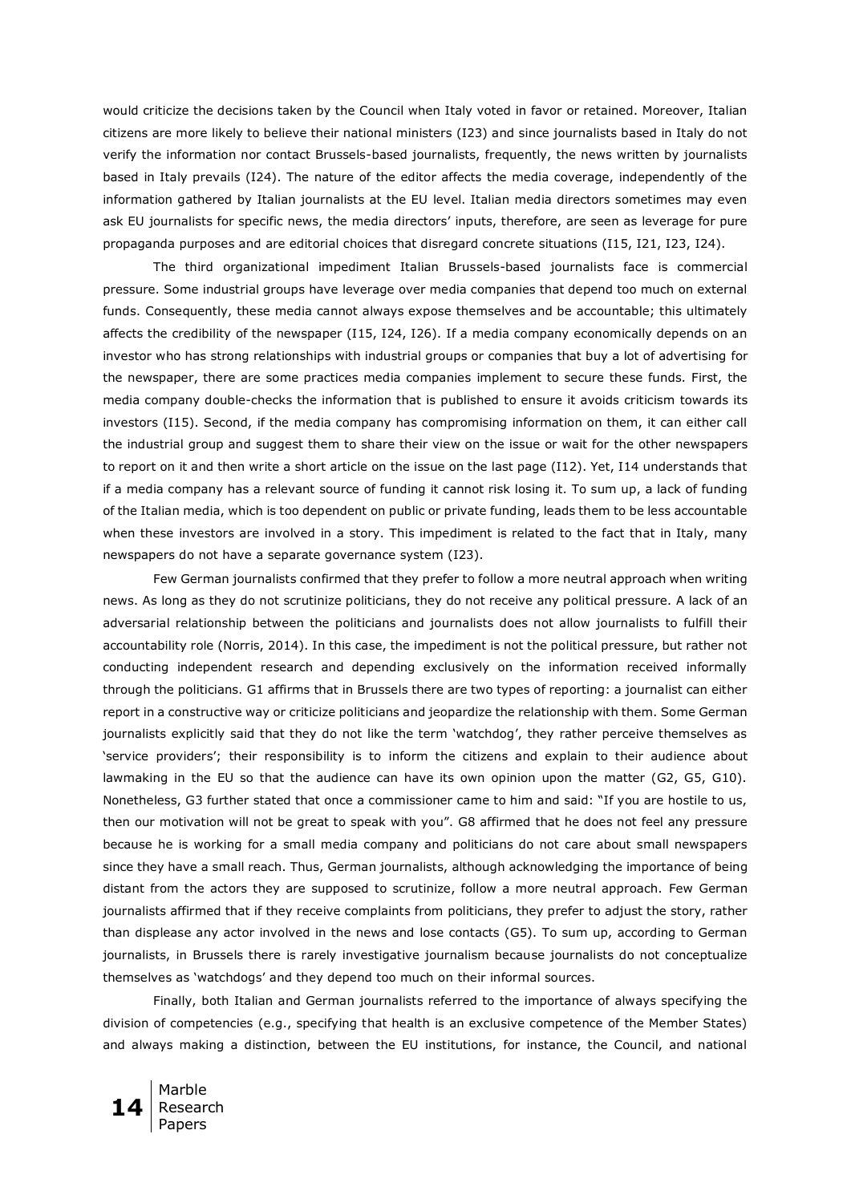would criticize the decisions taken by the Council when Italy voted in favor or retained. Moreover, Italian citizens are more likely to believe their national ministers (I23) and since journalists based in Italy do not verify the information nor contact Brussels-based journalists, frequently, the news written by journalists based in Italy prevails (I24). The nature of the editor affects the media coverage, independently of the information gathered by Italian journalists at the EU level. Italian media directors sometimes may even ask EU journalists for specific news, the media directors' inputs, therefore, are seen as leverage for pure propaganda purposes and are editorial choices that disregard concrete situations (I15, I21, I23, I24).

The third organizational impediment Italian Brussels-based journalists face is commercial pressure. Some industrial groups have leverage over media companies that depend too much on external funds. Consequently, these media cannot always expose themselves and be accountable; this ultimately affects the credibility of the newspaper (I15, I24, I26). If a media company economically depends on an investor who has strong relationships with industrial groups or companies that buy a lot of advertising for the newspaper, there are some practices media companies implement to secure these funds. First, the media company double-checks the information that is published to ensure it avoids criticism towards its investors (I15). Second, if the media company has compromising information on them, it can either call the industrial group and suggest them to share their view on the issue or wait for the other newspapers to report on it and then write a short article on the issue on the last page (I12). Yet, I14 understands that if a media company has a relevant source of funding it cannot risk losing it. To sum up, a lack of funding of the Italian media, which is too dependent on public or private funding, leads them to be less accountable when these investors are involved in a story. This impediment is related to the fact that in Italy, many newspapers do not have a separate governance system (I23).

Few German journalists confirmed that they prefer to follow a more neutral approach when writing news. As long as they do not scrutinize politicians, they do not receive any political pressure. A lack of an adversarial relationship between the politicians and journalists does not allow journalists to fulfill their accountability role (Norris, 2014). In this case, the impediment is not the political pressure, but rather not conducting independent research and depending exclusively on the information received informally through the politicians. G1 affirms that in Brussels there are two types of reporting: a journalist can either report in a constructive way or criticize politicians and jeopardize the relationship with them. Some German journalists explicitly said that they do not like the term 'watchdog', they rather perceive themselves as 'service providers'; their responsibility is to inform the citizens and explain to their audience about lawmaking in the EU so that the audience can have its own opinion upon the matter (G2, G5, G10). Nonetheless, G3 further stated that once a commissioner came to him and said: "If you are hostile to us, then our motivation will not be great to speak with you". G8 affirmed that he does not feel any pressure because he is working for a small media company and politicians do not care about small newspapers since they have a small reach. Thus, German journalists, although acknowledging the importance of being distant from the actors they are supposed to scrutinize, follow a more neutral approach. Few German journalists affirmed that if they receive complaints from politicians, they prefer to adjust the story, rather than displease any actor involved in the news and lose contacts (G5). To sum up, according to German journalists, in Brussels there is rarely investigative journalism because journalists do not conceptualize themselves as 'watchdogs' and they depend too much on their informal sources.

Finally, both Italian and German journalists referred to the importance of always specifying the division of competencies (e.g., specifying that health is an exclusive competence of the Member States) and always making a distinction, between the EU institutions, for instance, the Council, and national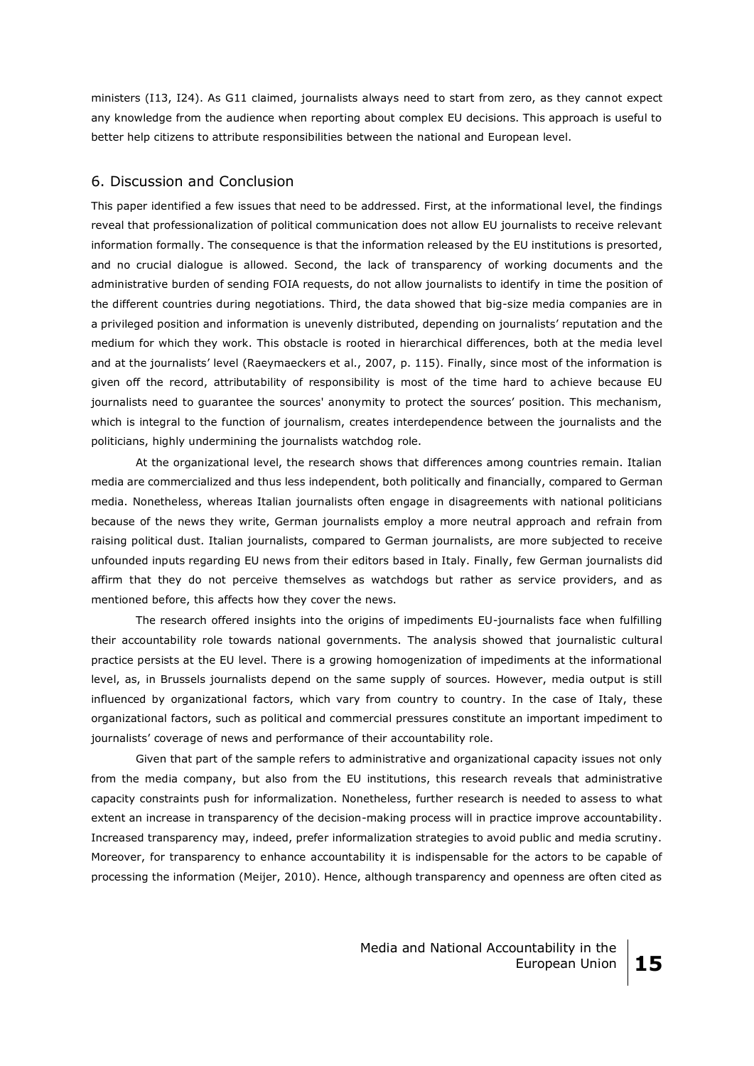ministers (I13, I24). As G11 claimed, journalists always need to start from zero, as they cannot expect any knowledge from the audience when reporting about complex EU decisions. This approach is useful to better help citizens to attribute responsibilities between the national and European level.

## 6. Discussion and Conclusion

This paper identified a few issues that need to be addressed. First, at the informational level, the findings reveal that professionalization of political communication does not allow EU journalists to receive relevant information formally. The consequence is that the information released by the EU institutions is presorted, and no crucial dialogue is allowed. Second, the lack of transparency of working documents and the administrative burden of sending FOIA requests, do not allow journalists to identify in time the position of the different countries during negotiations. Third, the data showed that big-size media companies are in a privileged position and information is unevenly distributed, depending on journalists' reputation and the medium for which they work. This obstacle is rooted in hierarchical differences, both at the media level and at the journalists' level (Raeymaeckers et al., 2007, p. 115). Finally, since most of the information is given off the record, attributability of responsibility is most of the time hard to achieve because EU journalists need to guarantee the sources' anonymity to protect the sources' position. This mechanism, which is integral to the function of journalism, creates interdependence between the journalists and the politicians, highly undermining the journalists watchdog role.

At the organizational level, the research shows that differences among countries remain. Italian media are commercialized and thus less independent, both politically and financially, compared to German media. Nonetheless, whereas Italian journalists often engage in disagreements with national politicians because of the news they write, German journalists employ a more neutral approach and refrain from raising political dust. Italian journalists, compared to German journalists, are more subjected to receive unfounded inputs regarding EU news from their editors based in Italy. Finally, few German journalists did affirm that they do not perceive themselves as watchdogs but rather as service providers, and as mentioned before, this affects how they cover the news.

The research offered insights into the origins of impediments EU-journalists face when fulfilling their accountability role towards national governments. The analysis showed that journalistic cultural practice persists at the EU level. There is a growing homogenization of impediments at the informational level, as, in Brussels journalists depend on the same supply of sources. However, media output is still influenced by organizational factors, which vary from country to country. In the case of Italy, these organizational factors, such as political and commercial pressures constitute an important impediment to journalists' coverage of news and performance of their accountability role.

Given that part of the sample refers to administrative and organizational capacity issues not only from the media company, but also from the EU institutions, this research reveals that administrative capacity constraints push for informalization. Nonetheless, further research is needed to assess to what extent an increase in transparency of the decision-making process will in practice improve accountability. Increased transparency may, indeed, prefer informalization strategies to avoid public and media scrutiny. Moreover, for transparency to enhance accountability it is indispensable for the actors to be capable of processing the information (Meijer, 2010). Hence, although transparency and openness are often cited as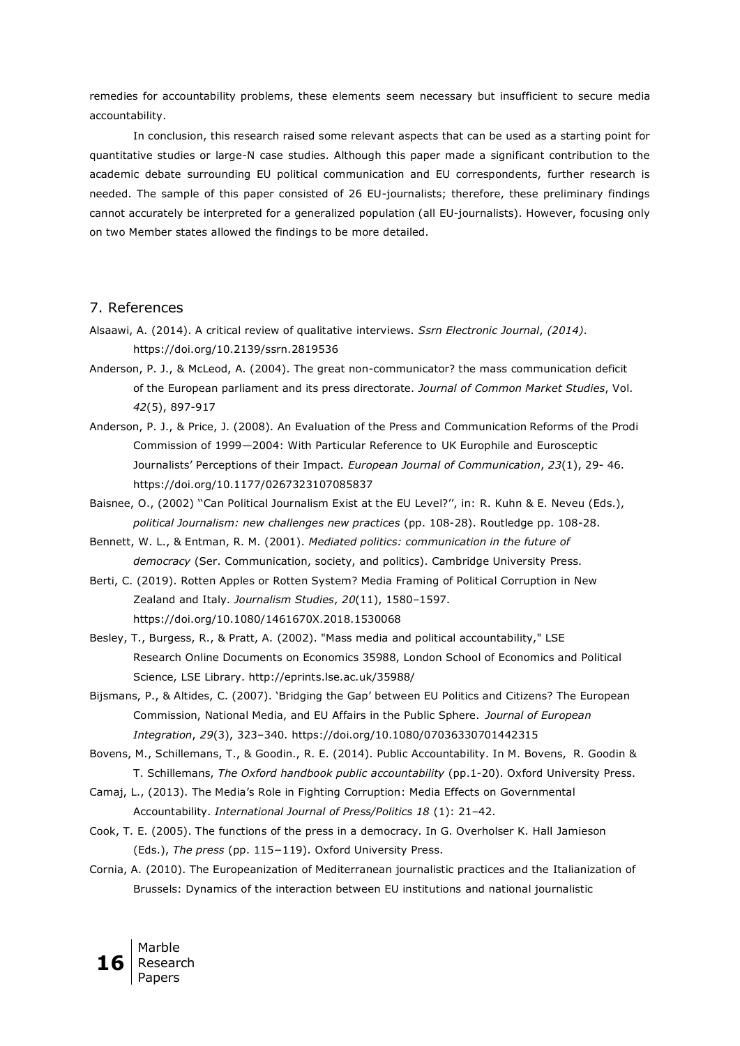remedies for accountability problems, these elements seem necessary but insufficient to secure media accountability.

In conclusion, this research raised some relevant aspects that can be used as a starting point for quantitative studies or large-N case studies. Although this paper made a significant contribution to the academic debate surrounding EU political communication and EU correspondents, further research is needed. The sample of this paper consisted of 26 EU-journalists; therefore, these preliminary findings cannot accurately be interpreted for a generalized population (all EU-journalists). However, focusing only on two Member states allowed the findings to be more detailed.

## 7. References

Alsaawi, A. (2014). A critical review of qualitative interviews. *Ssrn Electronic Journal*, *(2014)*. https://doi.org/10.2139/ssrn.2819536

Anderson, P. J., & McLeod, A. (2004). The great non-communicator? the mass communication deficit of the European parliament and its press directorate. *Journal of Common Market Studies*, Vol. *42*(5), 897-917

Anderson, P. J., & Price, J. (2008). An Evaluation of the Press and Communication Reforms of the Prodi Commission of 1999—2004: With Particular Reference to UK Europhile and Eurosceptic Journalists' Perceptions of their Impact. *European Journal of Communication*, *23*(1), 29- 46. https://doi.org/10.1177/0267323107085837

Baisnee, O., (2002) ''Can Political Journalism Exist at the EU Level?'', in: R. Kuhn & E. Neveu (Eds.), *political Journalism: new challenges new practices* (pp. 108-28). Routledge pp. 108-28.

Bennett, W. L., & Entman, R. M. (2001). *Mediated politics: communication in the future of democracy* (Ser. Communication, society, and politics). Cambridge University Press.

Berti, C. (2019). Rotten Apples or Rotten System? Media Framing of Political Corruption in New Zealand and Italy. *Journalism Studies*, *20*(11), 1580–1597. https://doi.org/10.1080/1461670X.2018.1530068

Besley, T., Burgess, R., & Pratt, A. (2002). "Mass media and political accountability," LSE Research Online Documents on Economics 35988, London School of Economics and Political Science, LSE Library. http://eprints.lse.ac.uk/35988/

Bijsmans, P., & Altides, C. (2007). 'Bridging the Gap' between EU Politics and Citizens? The European Commission, National Media, and EU Affairs in the Public Sphere. *Journal of European Integration*, *29*(3), 323–340. https://doi.org/10.1080/07036330701442315

Bovens, M., Schillemans, T., & Goodin., R. E. (2014). Public Accountability. In M. Bovens, R. Goodin & T. Schillemans, *The Oxford handbook public accountability* (pp.1-20). Oxford University Press.

Camaj, L., (2013). The Media's Role in Fighting Corruption: Media Effects on Governmental Accountability. *International Journal of Press/Politics 18* (1): 21–42.

Cook, T. E. (2005). The functions of the press in a democracy. In G. Overholser K. Hall Jamieson (Eds.), *The press* (pp. 115−119). Oxford University Press.

Cornia, A. (2010). The Europeanization of Mediterranean journalistic practices and the Italianization of Brussels: Dynamics of the interaction between EU institutions and national journalistic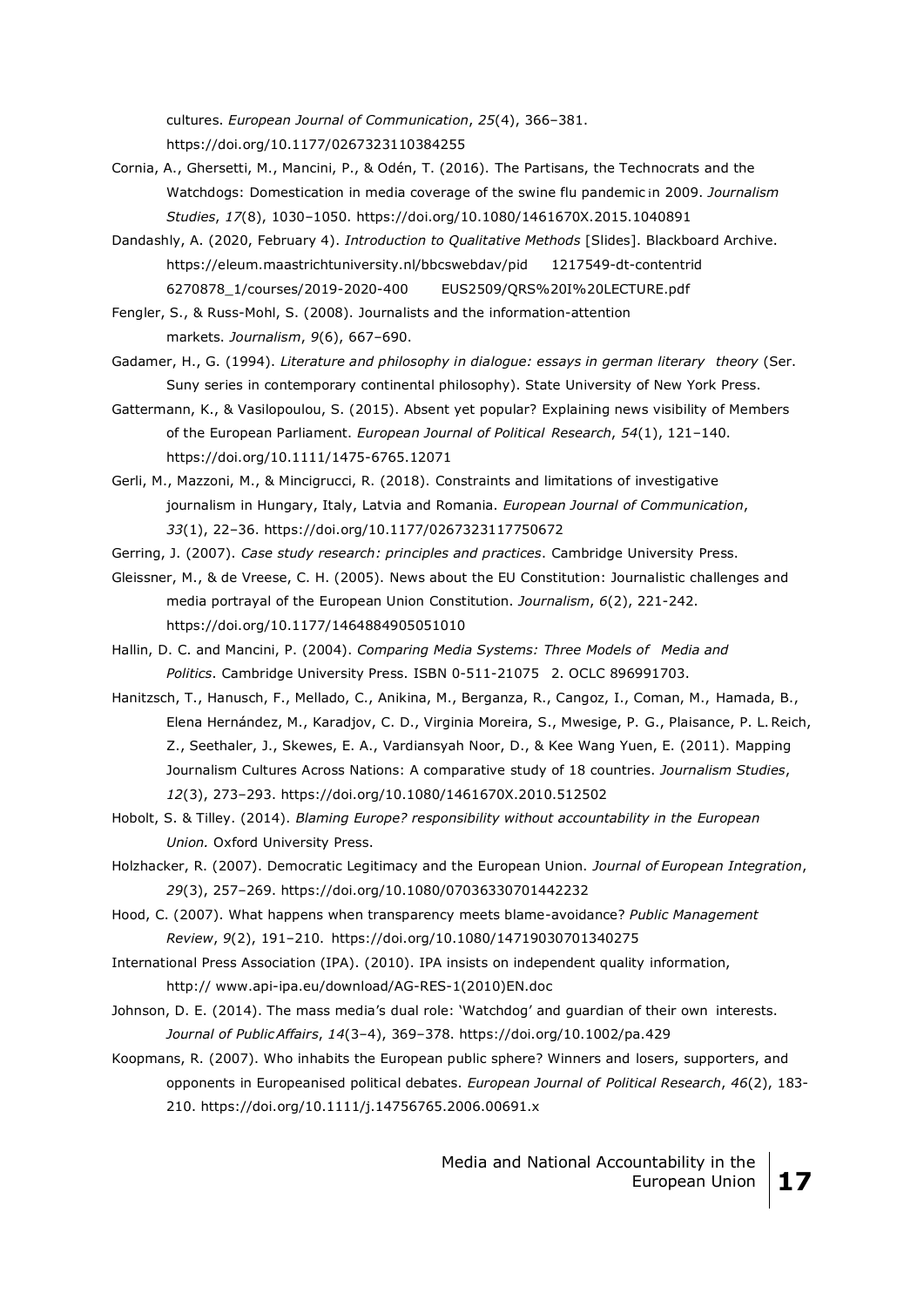cultures. *European Journal of Communication*, *25*(4), 366–381. https://doi.org/10.1177/0267323110384255

Cornia, A., Ghersetti, M., Mancini, P., & Odén, T. (2016). The Partisans, the Technocrats and the Watchdogs: Domestication in media coverage of the swine flu pandemic in 2009. *Journalism Studies*, *17*(8), 1030–1050. https://doi.org/10.1080/1461670X.2015.1040891

Dandashly, A. (2020, February 4). *Introduction to Qualitative Methods* [Slides]. Blackboard Archive. https://eleum.maastrichtuniversity.nl/bbcswebdav/pid 1217549-dt-contentrid 6270878_1/courses/2019-2020-400 EUS2509/QRS%20I%20LECTURE.pdf

Fengler, S., & Russ-Mohl, S. (2008). Journalists and the information-attention markets. *Journalism*, *9*(6), 667–690.

Gadamer, H., G. (1994). *Literature and philosophy in dialogue: essays in german literary theory* (Ser. Suny series in contemporary continental philosophy). State University of New York Press.

Gattermann, K., & Vasilopoulou, S. (2015). Absent yet popular? Explaining news visibility of Members of the European Parliament. *European Journal of Political Research*, *54*(1), 121–140. https://doi.org/10.1111/1475-6765.12071

Gerli, M., Mazzoni, M., & Mincigrucci, R. (2018). Constraints and limitations of investigative journalism in Hungary, Italy, Latvia and Romania. *European Journal of Communication*, *33*(1), 22–36. https://doi.org/10.1177/0267323117750672

Gerring, J. (2007). *Case study research: principles and practices*. Cambridge University Press.

Gleissner, M., & de Vreese, C. H. (2005). News about the EU Constitution: Journalistic challenges and media portrayal of the European Union Constitution. *Journalism*, *6*(2), 221-242. https://doi.org/10.1177/1464884905051010

Hallin, D. C. and Mancini, P. (2004). *Comparing Media Systems: Three Models of Media and Politics*. Cambridge University Press. ISBN 0-511-21075 2. OCLC 896991703.

Hanitzsch, T., Hanusch, F., Mellado, C., Anikina, M., Berganza, R., Cangoz, I., Coman, M., Hamada, B., Elena Hernández, M., Karadjov, C. D., Virginia Moreira, S., Mwesige, P. G., Plaisance, P. L. Reich, Z., Seethaler, J., Skewes, E. A., Vardiansyah Noor, D., & Kee Wang Yuen, E. (2011). Mapping Journalism Cultures Across Nations: A comparative study of 18 countries. *Journalism Studies*, *12*(3), 273–293. https://doi.org/10.1080/1461670X.2010.512502

Hobolt, S. & Tilley. (2014). *Blaming Europe? responsibility without accountability in the European Union.* Oxford University Press.

Holzhacker, R. (2007). Democratic Legitimacy and the European Union. *Journal of European Integration*, *29*(3), 257–269. https://doi.org/10.1080/07036330701442232

Hood, C. (2007). What happens when transparency meets blame-avoidance? *Public Management Review*, *9*(2), 191–210. https://doi.org/10.1080/14719030701340275

International Press Association (IPA). (2010). IPA insists on independent quality information, http:// www.api-ipa.eu/download/AG-RES-1(2010)EN.doc

Johnson, D. E. (2014). The mass media's dual role: 'Watchdog' and guardian of their own interests. *Journal of Public Affairs*, *14*(3–4), 369–378. https://doi.org/10.1002/pa.429

Koopmans, R. (2007). Who inhabits the European public sphere? Winners and losers, supporters, and opponents in Europeanised political debates. *European Journal of Political Research*, *46*(2), 183-210. https://doi.org/10.1111/j.14756765.2006.00691.x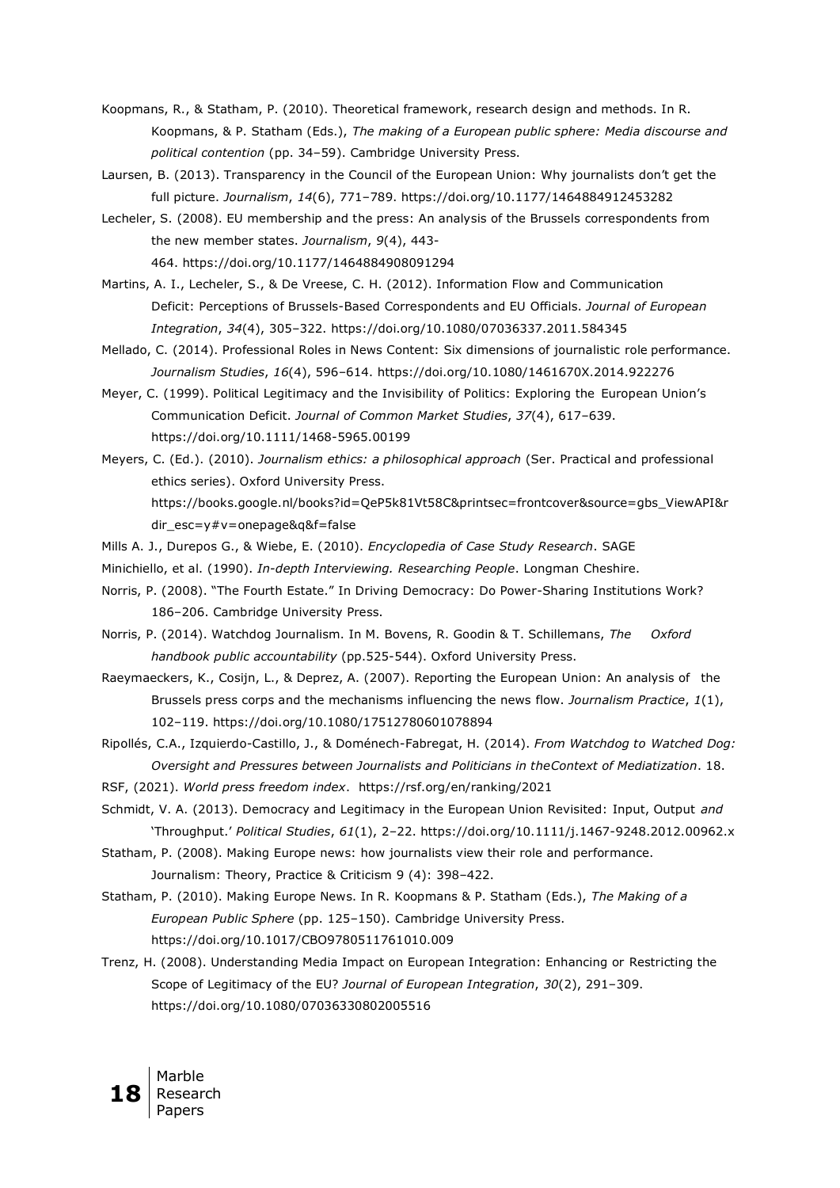Koopmans, R., & Statham, P. (2010). Theoretical framework, research design and methods. In R. Koopmans, & P. Statham (Eds.), *The making of a European public sphere: Media discourse and political contention* (pp. 34–59). Cambridge University Press.

Laursen, B. (2013). Transparency in the Council of the European Union: Why journalists don't get the full picture. *Journalism*, *14*(6), 771–789. https://doi.org/10.1177/1464884912453282

Lecheler, S. (2008). EU membership and the press: An analysis of the Brussels correspondents from the new member states. *Journalism*, *9*(4), 443-464. https://doi.org/10.1177/1464884908091294

Martins, A. I., Lecheler, S., & De Vreese, C. H. (2012). Information Flow and Communication Deficit: Perceptions of Brussels-Based Correspondents and EU Officials. *Journal of European Integration*, *34*(4), 305–322. https://doi.org/10.1080/07036337.2011.584345

Mellado, C. (2014). Professional Roles in News Content: Six dimensions of journalistic role performance. *Journalism Studies*, *16*(4), 596–614. https://doi.org/10.1080/1461670X.2014.922276

Meyer, C. (1999). Political Legitimacy and the Invisibility of Politics: Exploring the European Union's Communication Deficit. *Journal of Common Market Studies*, *37*(4), 617–639. https://doi.org/10.1111/1468-5965.00199

Meyers, C. (Ed.). (2010). *Journalism ethics: a philosophical approach* (Ser. Practical and professional ethics series). Oxford University Press. https://books.google.nl/books?id=QeP5k81Vt58C&printsec=frontcover&source=gbs_ViewAPI&redir_esc=y#v=onepage&q&f=false

Mills A. J., Durepos G., & Wiebe, E. (2010). *Encyclopedia of Case Study Research*. SAGE

Minichiello, et al. (1990). *In-depth Interviewing. Researching People*. Longman Cheshire.

Norris, P. (2008). "The Fourth Estate." In Driving Democracy: Do Power-Sharing Institutions Work? 186–206. Cambridge University Press.

Norris, P. (2014). Watchdog Journalism. In M. Bovens, R. Goodin & T. Schillemans, *The Oxford handbook public accountability* (pp.525-544). Oxford University Press.

Raeymaeckers, K., Cosijn, L., & Deprez, A. (2007). Reporting the European Union: An analysis of the Brussels press corps and the mechanisms influencing the news flow. *Journalism Practice*, *1*(1), 102–119. https://doi.org/10.1080/17512780601078894

Ripollés, C.A., Izquierdo-Castillo, J., & Doménech-Fabregat, H. (2014). *From Watchdog to Watched Dog: Oversight and Pressures between Journalists and Politicians in theContext of Mediatization*. 18.

RSF, (2021). *World press freedom index*. https://rsf.org/en/ranking/2021

Schmidt, V. A. (2013). Democracy and Legitimacy in the European Union Revisited: Input, Output *and* 'Throughput.' *Political Studies*, *61*(1), 2–22. https://doi.org/10.1111/j.1467-9248.2012.00962.x

Statham, P. (2008). Making Europe news: how journalists view their role and performance. Journalism: Theory, Practice & Criticism 9 (4): 398–422.

Statham, P. (2010). Making Europe News. In R. Koopmans & P. Statham (Eds.), *The Making of a European Public Sphere* (pp. 125–150). Cambridge University Press. https://doi.org/10.1017/CBO9780511761010.009

Trenz, H. (2008). Understanding Media Impact on European Integration: Enhancing or Restricting the Scope of Legitimacy of the EU? *Journal of European Integration*, *30*(2), 291–309. https://doi.org/10.1080/07036330802005516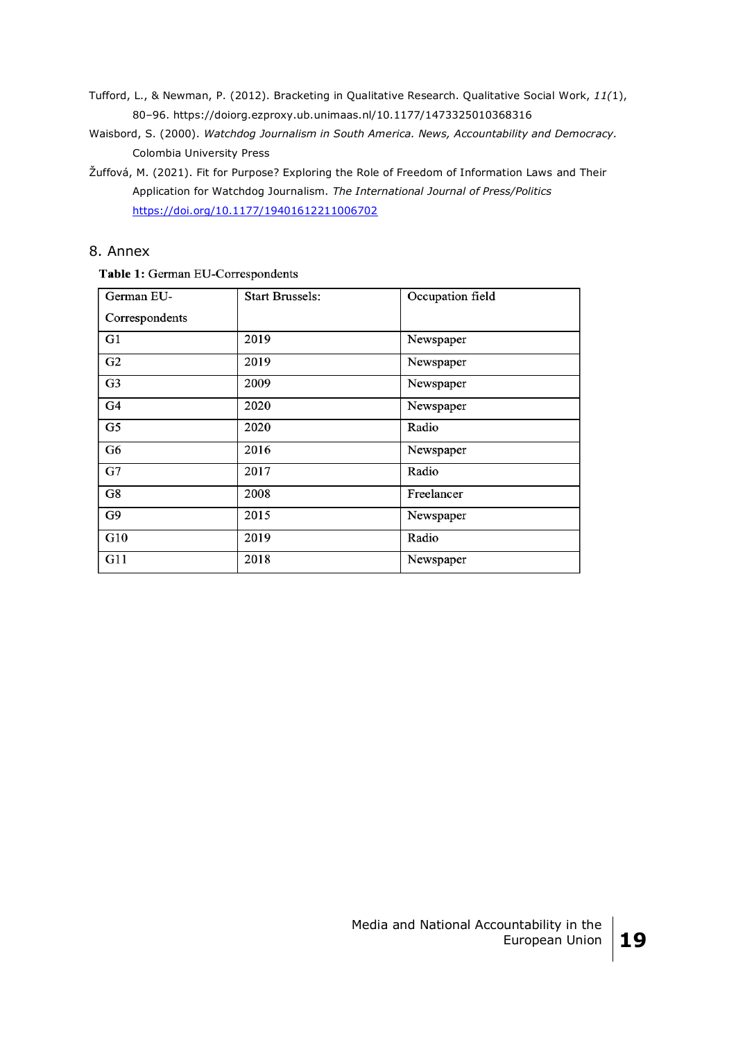Tufford, L., & Newman, P. (2012). Bracketing in Qualitative Research. Qualitative Social Work, *11(*1), 80–96. https://doiorg.ezproxy.ub.unimaas.nl/10.1177/1473325010368316

Waisbord, S. (2000). *Watchdog Journalism in South America. News, Accountability and Democracy.* Colombia University Press

Žuffová, M. (2021). Fit for Purpose? Exploring the Role of Freedom of Information Laws and Their Application for Watchdog Journalism. *The International Journal of Press/Politics* https://doi.org/10.1177/19401612211006702

## 8. Annex

**Table 1:** German EU-Correspondents

| German EU-Correspondents | Start Brussels: | Occupation field |
|---|---|---|
| G1 | 2019 | Newspaper |
| G2 | 2019 | Newspaper |
| G3 | 2009 | Newspaper |
| G4 | 2020 | Newspaper |
| G5 | 2020 | Radio |
| G6 | 2016 | Newspaper |
| G7 | 2017 | Radio |
| G8 | 2008 | Freelancer |
| G9 | 2015 | Newspaper |
| G10 | 2019 | Radio |
| G11 | 2018 | Newspaper |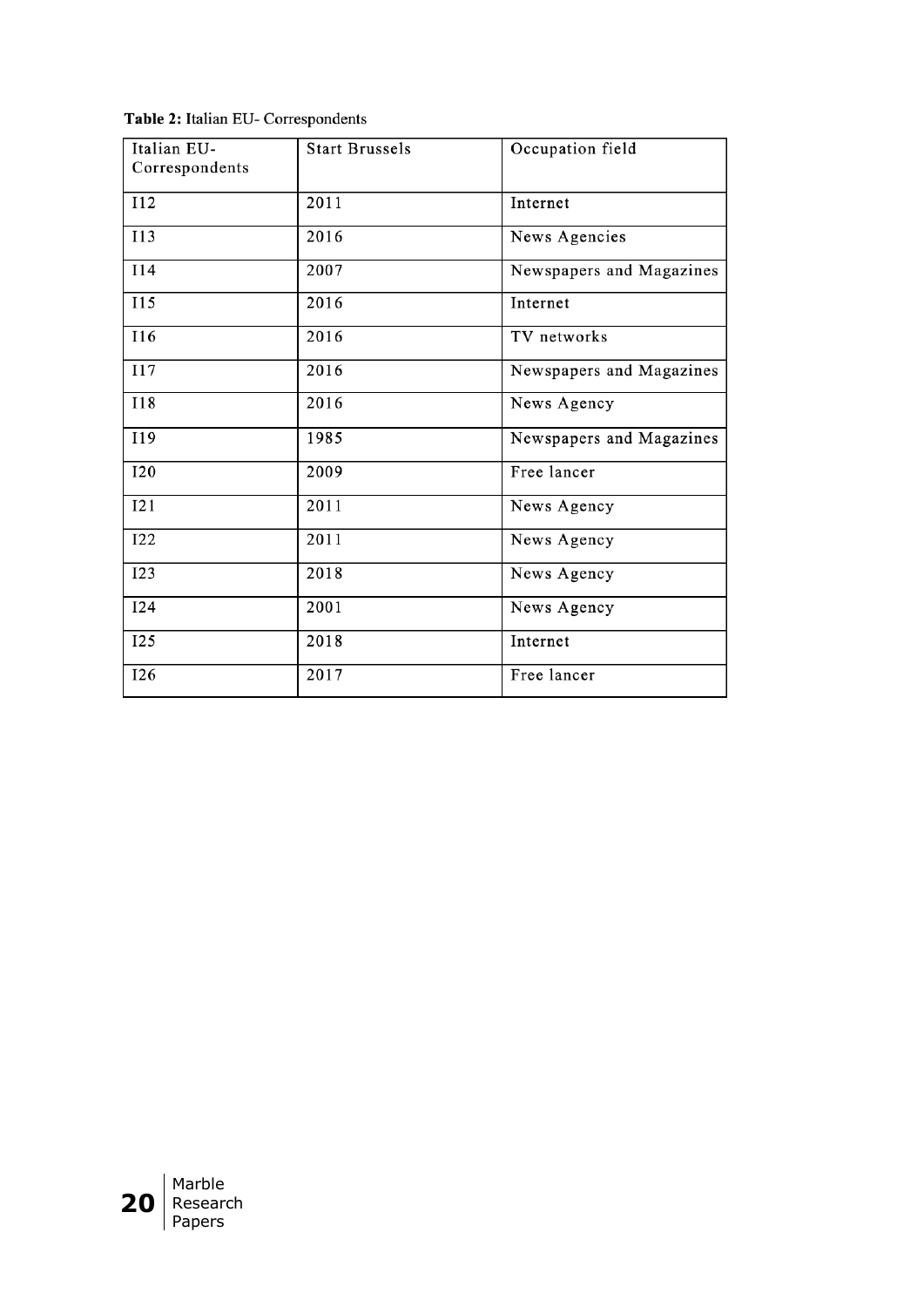**Table 2:** Italian EU- Correspondents

| Italian EU-Correspondents | Start Brussels | Occupation field |
|---|---|---|
| I12 | 2011 | Internet |
| I13 | 2016 | News Agencies |
| I14 | 2007 | Newspapers and Magazines |
| I15 | 2016 | Internet |
| I16 | 2016 | TV networks |
| I17 | 2016 | Newspapers and Magazines |
| I18 | 2016 | News Agency |
| I19 | 1985 | Newspapers and Magazines |
| I20 | 2009 | Free lancer |
| I21 | 2011 | News Agency |
| I22 | 2011 | News Agency |
| I23 | 2018 | News Agency |
| I24 | 2001 | News Agency |
| I25 | 2018 | Internet |
| I26 | 2017 | Free lancer |